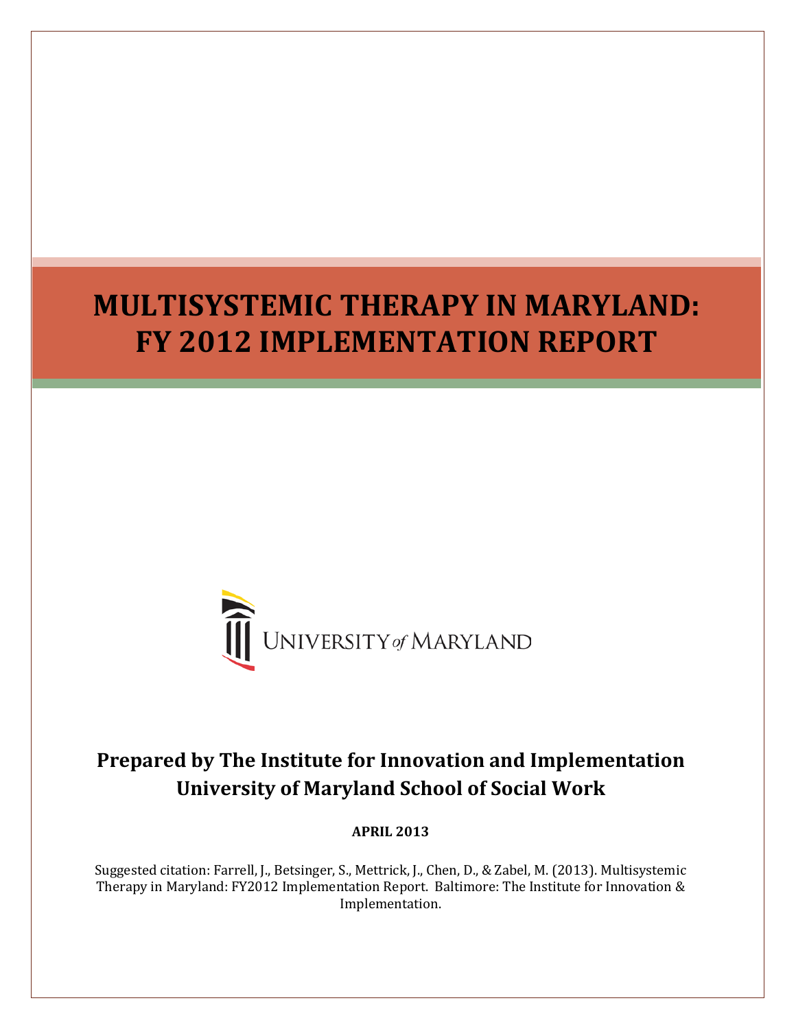# MULTISYSTEMIC THERAPY IN MARYLAND: FY 2012 IMPLEMENTATION REPORT

UNIVERSITY *of* MARYLAND

**Prepared by The Institute for Innovation and Implementation**
**University of Maryland School of Social Work**

**APRIL 2013**

Suggested citation: Farrell, J., Betsinger, S., Mettrick, J., Chen, D., & Zabel, M. (2013). Multisystemic Therapy in Maryland: FY2012 Implementation Report. Baltimore: The Institute for Innovation & Implementation.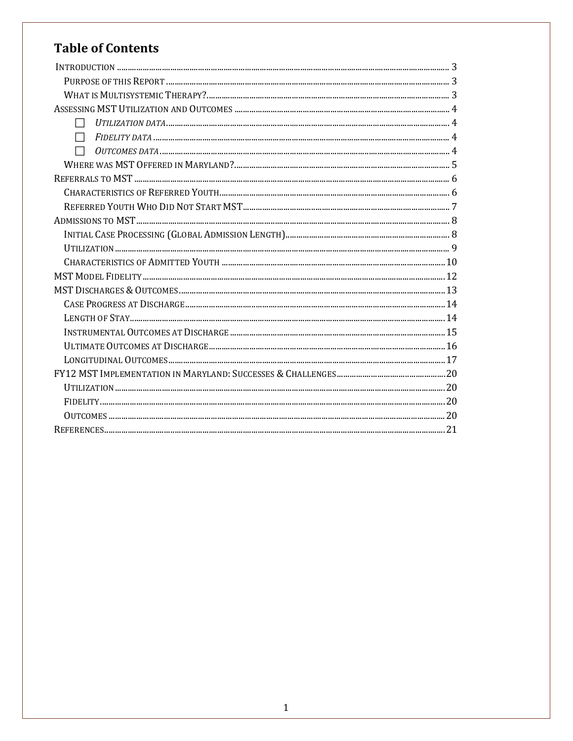# Table of Contents

- Introduction ... 3
  - Purpose of this Report ... 3
  - What is Multisystemic Therapy? ... 3
- Assessing MST Utilization and Outcomes ... 4
  - ☐ *Utilization data* ... 4
  - ☐ *Fidelity data* ... 4
  - ☐ *Outcomes data* ... 4
  - Where was MST Offered in Maryland? ... 5
- Referrals to MST ... 6
  - Characteristics of Referred Youth ... 6
  - Referred Youth Who Did Not Start MST ... 7
- Admissions to MST ... 8
  - Initial Case Processing (Global Admission Length) ... 8
  - Utilization ... 9
  - Characteristics of Admitted Youth ... 10
- MST Model Fidelity ... 12
- MST Discharges & Outcomes ... 13
  - Case Progress at Discharge ... 14
  - Length of Stay ... 14
  - Instrumental Outcomes at Discharge ... 15
  - Ultimate Outcomes at Discharge ... 16
  - Longitudinal Outcomes ... 17
- FY12 MST Implementation in Maryland: Successes & Challenges ... 20
  - Utilization ... 20
  - Fidelity ... 20
  - Outcomes ... 20
- References ... 21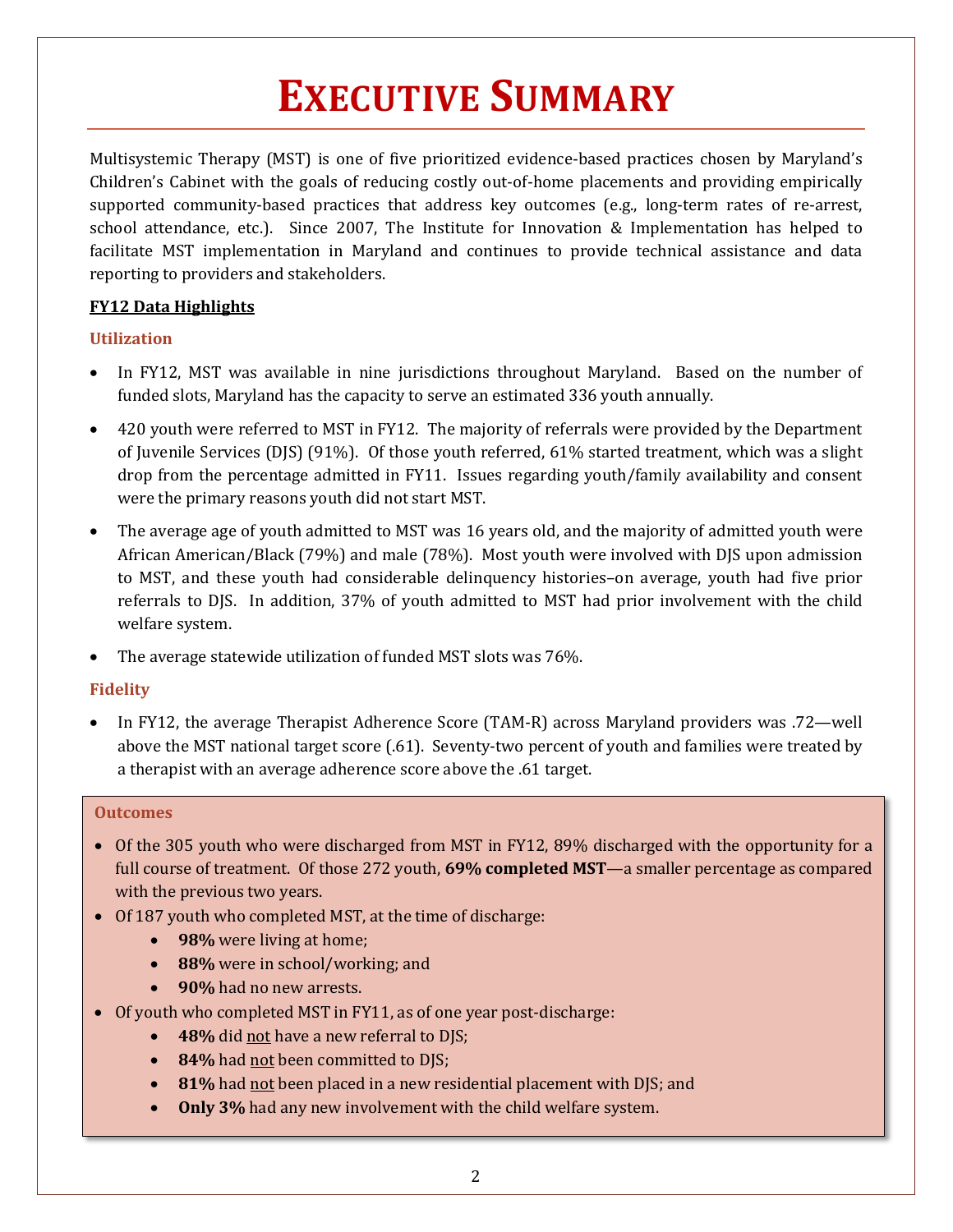# EXECUTIVE SUMMARY

Multisystemic Therapy (MST) is one of five prioritized evidence-based practices chosen by Maryland's Children's Cabinet with the goals of reducing costly out-of-home placements and providing empirically supported community-based practices that address key outcomes (e.g., long-term rates of re-arrest, school attendance, etc.). Since 2007, The Institute for Innovation & Implementation has helped to facilitate MST implementation in Maryland and continues to provide technical assistance and data reporting to providers and stakeholders.

**FY12 Data Highlights**

### Utilization

- In FY12, MST was available in nine jurisdictions throughout Maryland. Based on the number of funded slots, Maryland has the capacity to serve an estimated 336 youth annually.
- 420 youth were referred to MST in FY12. The majority of referrals were provided by the Department of Juvenile Services (DJS) (91%). Of those youth referred, 61% started treatment, which was a slight drop from the percentage admitted in FY11. Issues regarding youth/family availability and consent were the primary reasons youth did not start MST.
- The average age of youth admitted to MST was 16 years old, and the majority of admitted youth were African American/Black (79%) and male (78%). Most youth were involved with DJS upon admission to MST, and these youth had considerable delinquency histories–on average, youth had five prior referrals to DJS. In addition, 37% of youth admitted to MST had prior involvement with the child welfare system.
- The average statewide utilization of funded MST slots was 76%.

### Fidelity

- In FY12, the average Therapist Adherence Score (TAM-R) across Maryland providers was .72—well above the MST national target score (.61). Seventy-two percent of youth and families were treated by a therapist with an average adherence score above the .61 target.

### Outcomes

- Of the 305 youth who were discharged from MST in FY12, 89% discharged with the opportunity for a full course of treatment. Of those 272 youth, **69% completed MST**—a smaller percentage as compared with the previous two years.
- Of 187 youth who completed MST, at the time of discharge:
    - **98%** were living at home;
    - **88%** were in school/working; and
    - **90%** had no new arrests.
- Of youth who completed MST in FY11, as of one year post-discharge:
    - **48%** did not have a new referral to DJS;
    - **84%** had not been committed to DJS;
    - **81%** had not been placed in a new residential placement with DJS; and
    - **Only 3%** had any new involvement with the child welfare system.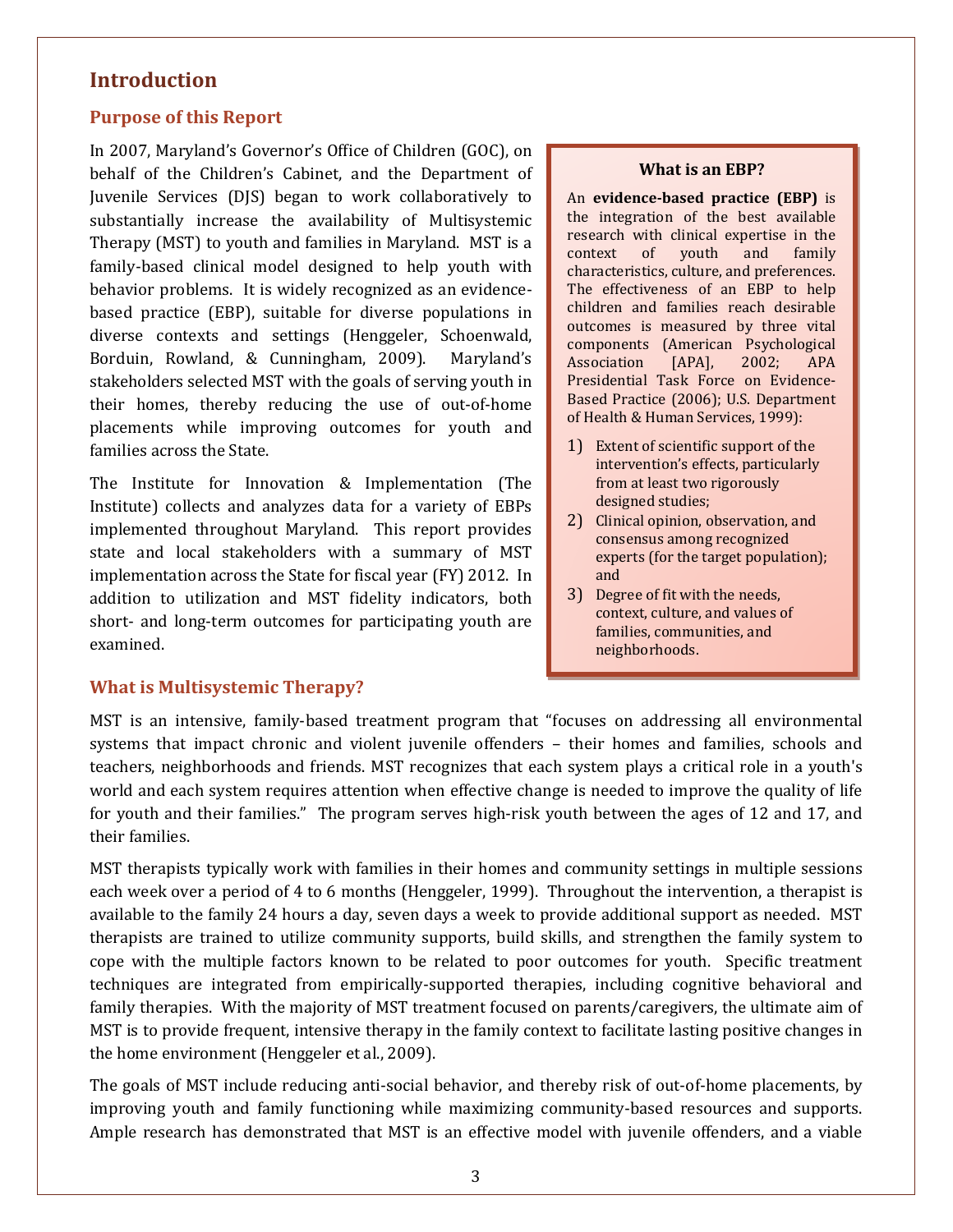# Introduction

## Purpose of this Report

In 2007, Maryland's Governor's Office of Children (GOC), on behalf of the Children's Cabinet, and the Department of Juvenile Services (DJS) began to work collaboratively to substantially increase the availability of Multisystemic Therapy (MST) to youth and families in Maryland. MST is a family-based clinical model designed to help youth with behavior problems. It is widely recognized as an evidence-based practice (EBP), suitable for diverse populations in diverse contexts and settings (Henggeler, Schoenwald, Borduin, Rowland, & Cunningham, 2009). Maryland's stakeholders selected MST with the goals of serving youth in their homes, thereby reducing the use of out-of-home placements while improving outcomes for youth and families across the State.

The Institute for Innovation & Implementation (The Institute) collects and analyzes data for a variety of EBPs implemented throughout Maryland. This report provides state and local stakeholders with a summary of MST implementation across the State for fiscal year (FY) 2012. In addition to utilization and MST fidelity indicators, both short- and long-term outcomes for participating youth are examined.

> **What is an EBP?**
>
> An **evidence-based practice (EBP)** is the integration of the best available research with clinical expertise in the context of youth and family characteristics, culture, and preferences. The effectiveness of an EBP to help children and families reach desirable outcomes is measured by three vital components (American Psychological Association [APA], 2002; APA Presidential Task Force on Evidence-Based Practice (2006); U.S. Department of Health & Human Services, 1999):
>
> 1) Extent of scientific support of the intervention's effects, particularly from at least two rigorously designed studies;
> 2) Clinical opinion, observation, and consensus among recognized experts (for the target population); and
> 3) Degree of fit with the needs, context, culture, and values of families, communities, and neighborhoods.

## What is Multisystemic Therapy?

MST is an intensive, family-based treatment program that "focuses on addressing all environmental systems that impact chronic and violent juvenile offenders – their homes and families, schools and teachers, neighborhoods and friends. MST recognizes that each system plays a critical role in a youth's world and each system requires attention when effective change is needed to improve the quality of life for youth and their families." The program serves high-risk youth between the ages of 12 and 17, and their families.

MST therapists typically work with families in their homes and community settings in multiple sessions each week over a period of 4 to 6 months (Henggeler, 1999). Throughout the intervention, a therapist is available to the family 24 hours a day, seven days a week to provide additional support as needed. MST therapists are trained to utilize community supports, build skills, and strengthen the family system to cope with the multiple factors known to be related to poor outcomes for youth. Specific treatment techniques are integrated from empirically-supported therapies, including cognitive behavioral and family therapies. With the majority of MST treatment focused on parents/caregivers, the ultimate aim of MST is to provide frequent, intensive therapy in the family context to facilitate lasting positive changes in the home environment (Henggeler et al., 2009).

The goals of MST include reducing anti-social behavior, and thereby risk of out-of-home placements, by improving youth and family functioning while maximizing community-based resources and supports. Ample research has demonstrated that MST is an effective model with juvenile offenders, and a viable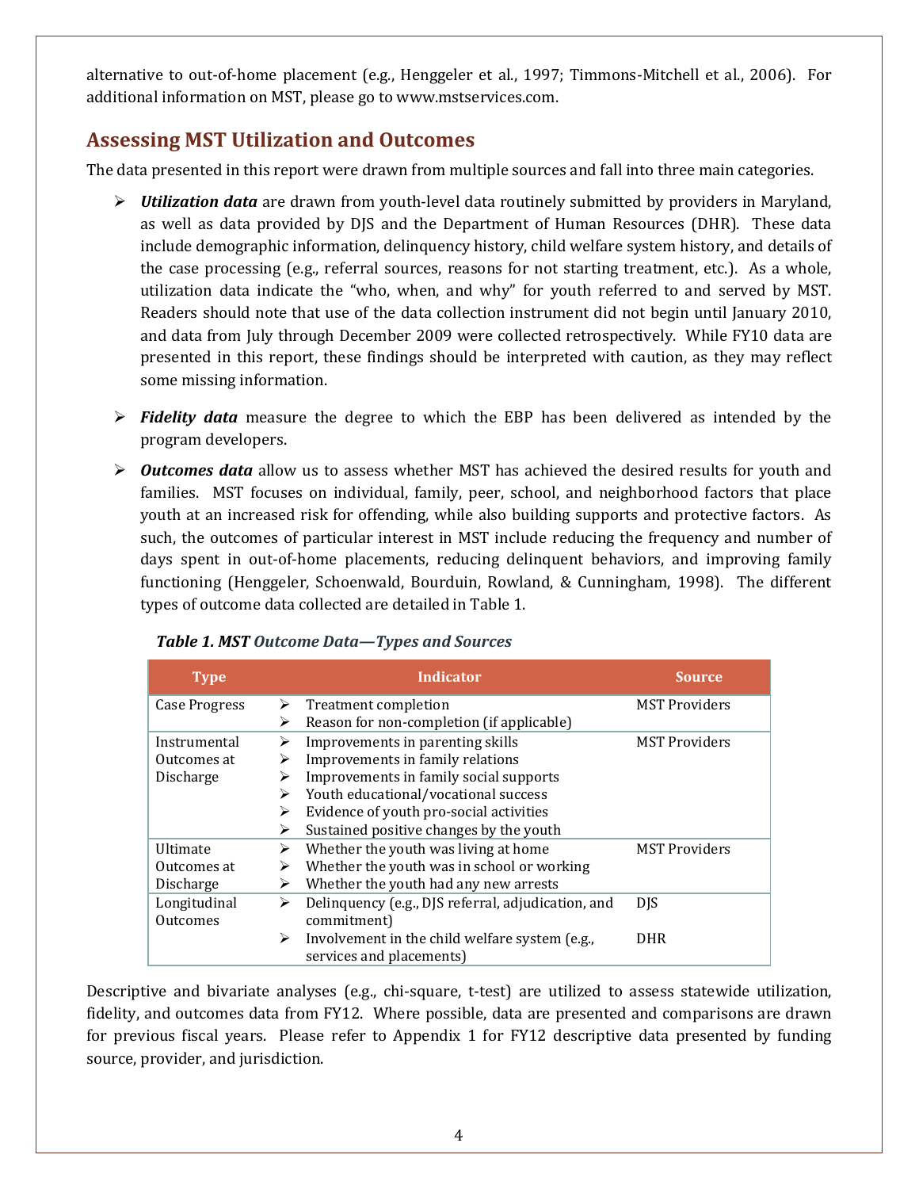alternative to out-of-home placement (e.g., Henggeler et al., 1997; Timmons-Mitchell et al., 2006). For additional information on MST, please go to www.mstservices.com.

## Assessing MST Utilization and Outcomes

The data presented in this report were drawn from multiple sources and fall into three main categories.

- ***Utilization data*** are drawn from youth-level data routinely submitted by providers in Maryland, as well as data provided by DJS and the Department of Human Resources (DHR). These data include demographic information, delinquency history, child welfare system history, and details of the case processing (e.g., referral sources, reasons for not starting treatment, etc.). As a whole, utilization data indicate the "who, when, and why" for youth referred to and served by MST. Readers should note that use of the data collection instrument did not begin until January 2010, and data from July through December 2009 were collected retrospectively. While FY10 data are presented in this report, these findings should be interpreted with caution, as they may reflect some missing information.

- ***Fidelity data*** measure the degree to which the EBP has been delivered as intended by the program developers.

- ***Outcomes data*** allow us to assess whether MST has achieved the desired results for youth and families. MST focuses on individual, family, peer, school, and neighborhood factors that place youth at an increased risk for offending, while also building supports and protective factors. As such, the outcomes of particular interest in MST include reducing the frequency and number of days spent in out-of-home placements, reducing delinquent behaviors, and improving family functioning (Henggeler, Schoenwald, Bourduin, Rowland, & Cunningham, 1998). The different types of outcome data collected are detailed in Table 1.

***Table 1. MST Outcome Data—Types and Sources***

| Type | Indicator | Source |
|---|---|---|
| Case Progress | ➢ Treatment completion<br>➢ Reason for non-completion (if applicable) | MST Providers |
| Instrumental Outcomes at Discharge | ➢ Improvements in parenting skills<br>➢ Improvements in family relations<br>➢ Improvements in family social supports<br>➢ Youth educational/vocational success<br>➢ Evidence of youth pro-social activities<br>➢ Sustained positive changes by the youth | MST Providers |
| Ultimate Outcomes at Discharge | ➢ Whether the youth was living at home<br>➢ Whether the youth was in school or working<br>➢ Whether the youth had any new arrests | MST Providers |
| Longitudinal Outcomes | ➢ Delinquency (e.g., DJS referral, adjudication, and commitment) | DJS |
| | ➢ Involvement in the child welfare system (e.g., services and placements) | DHR |

Descriptive and bivariate analyses (e.g., chi-square, t-test) are utilized to assess statewide utilization, fidelity, and outcomes data from FY12. Where possible, data are presented and comparisons are drawn for previous fiscal years. Please refer to Appendix 1 for FY12 descriptive data presented by funding source, provider, and jurisdiction.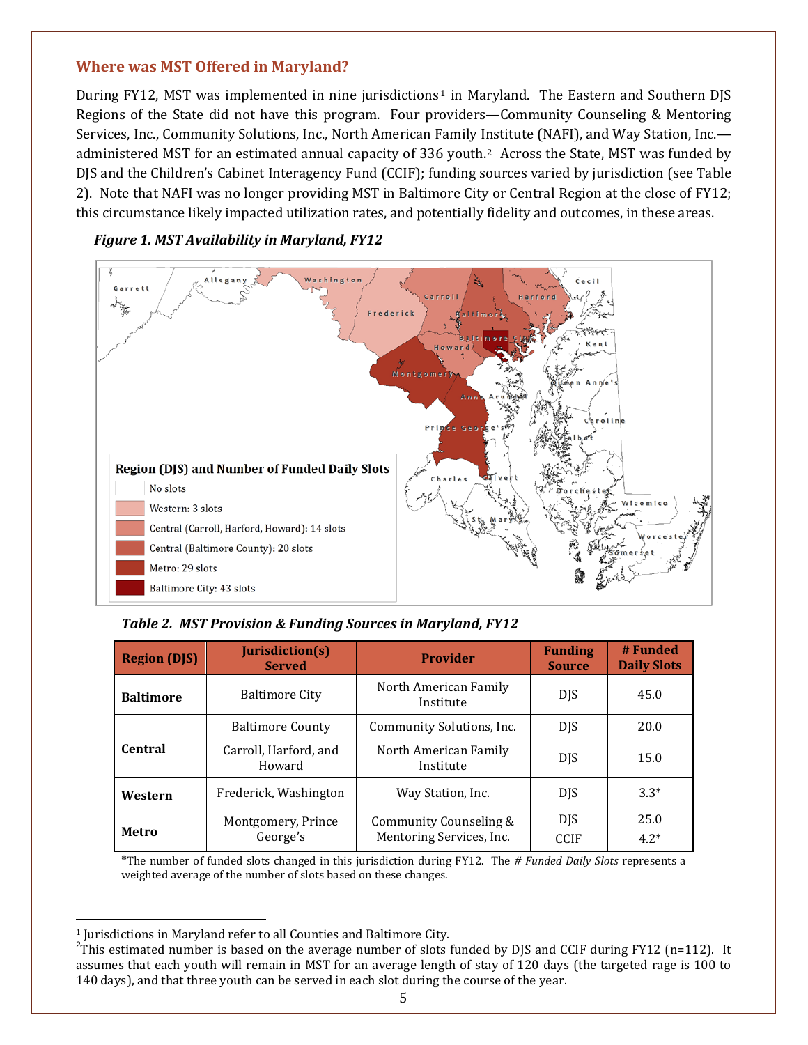## Where was MST Offered in Maryland?

During FY12, MST was implemented in nine jurisdictions[1] in Maryland. The Eastern and Southern DJS Regions of the State did not have this program. Four providers—Community Counseling & Mentoring Services, Inc., Community Solutions, Inc., North American Family Institute (NAFI), and Way Station, Inc.—administered MST for an estimated annual capacity of 336 youth.[2] Across the State, MST was funded by DJS and the Children's Cabinet Interagency Fund (CCIF); funding sources varied by jurisdiction (see Table 2). Note that NAFI was no longer providing MST in Baltimore City or Central Region at the close of FY12; this circumstance likely impacted utilization rates, and potentially fidelity and outcomes, in these areas.

***Figure 1. MST Availability in Maryland, FY12***

**Region (DJS) and Number of Funded Daily Slots**

- No slots
- Western: 3 slots
- Central (Carroll, Harford, Howard): 14 slots
- Central (Baltimore County): 20 slots
- Metro: 29 slots
- Baltimore City: 43 slots

***Table 2. MST Provision & Funding Sources in Maryland, FY12***

| Region (DJS) | Jurisdiction(s) Served | Provider | Funding Source | # Funded Daily Slots |
|---|---|---|---|---|
| **Baltimore** | Baltimore City | North American Family Institute | DJS | 45.0 |
| **Central** | Baltimore County | Community Solutions, Inc. | DJS | 20.0 |
| | Carroll, Harford, and Howard | North American Family Institute | DJS | 15.0 |
| **Western** | Frederick, Washington | Way Station, Inc. | DJS | 3.3* |
| **Metro** | Montgomery, Prince George's | Community Counseling & Mentoring Services, Inc. | DJS<br>CCIF | 25.0<br>4.2* |

*The number of funded slots changed in this jurisdiction during FY12. The *# Funded Daily Slots* represents a weighted average of the number of slots based on these changes.

[1] Jurisdictions in Maryland refer to all Counties and Baltimore City.

[2] This estimated number is based on the average number of slots funded by DJS and CCIF during FY12 (n=112). It assumes that each youth will remain in MST for an average length of stay of 120 days (the targeted rage is 100 to 140 days), and that three youth can be served in each slot during the course of the year.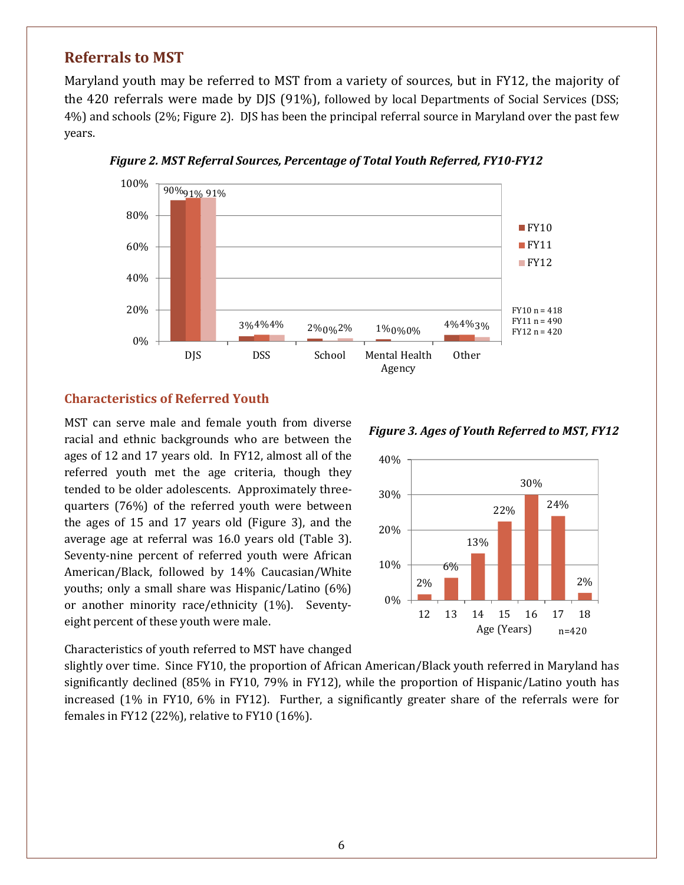## Referrals to MST

Maryland youth may be referred to MST from a variety of sources, but in FY12, the majority of the 420 referrals were made by DJS (91%), followed by local Departments of Social Services (DSS; 4%) and schools (2%; Figure 2). DJS has been the principal referral source in Maryland over the past few years.

*Figure 2. MST Referral Sources, Percentage of Total Youth Referred, FY10-FY12*

| | DJS | DSS | School | Mental Health Agency | Other |
|---|---|---|---|---|---|
| FY10 (n = 418) | 90% | 3% | 2% | 1% | 4% |
| FY11 (n = 490) | 91% | 4% | 0% | 0% | 4% |
| FY12 (n = 420) | 91% | 4% | 2% | 0% | 3% |

### Characteristics of Referred Youth

MST can serve male and female youth from diverse racial and ethnic backgrounds who are between the ages of 12 and 17 years old. In FY12, almost all of the referred youth met the age criteria, though they tended to be older adolescents. Approximately three-quarters (76%) of the referred youth were between the ages of 15 and 17 years old (Figure 3), and the average age at referral was 16.0 years old (Table 3). Seventy-nine percent of referred youth were African American/Black, followed by 14% Caucasian/White youths; only a small share was Hispanic/Latino (6%) or another minority race/ethnicity (1%). Seventy-eight percent of these youth were male.

*Figure 3. Ages of Youth Referred to MST, FY12*

| Age (Years) | 12 | 13 | 14 | 15 | 16 | 17 | 18 |
|---|---|---|---|---|---|---|---|
| Percent | 2% | 6% | 13% | 22% | 30% | 24% | 2% |

n=420

Characteristics of youth referred to MST have changed slightly over time. Since FY10, the proportion of African American/Black youth referred in Maryland has significantly declined (85% in FY10, 79% in FY12), while the proportion of Hispanic/Latino youth has increased (1% in FY10, 6% in FY12). Further, a significantly greater share of the referrals were for females in FY12 (22%), relative to FY10 (16%).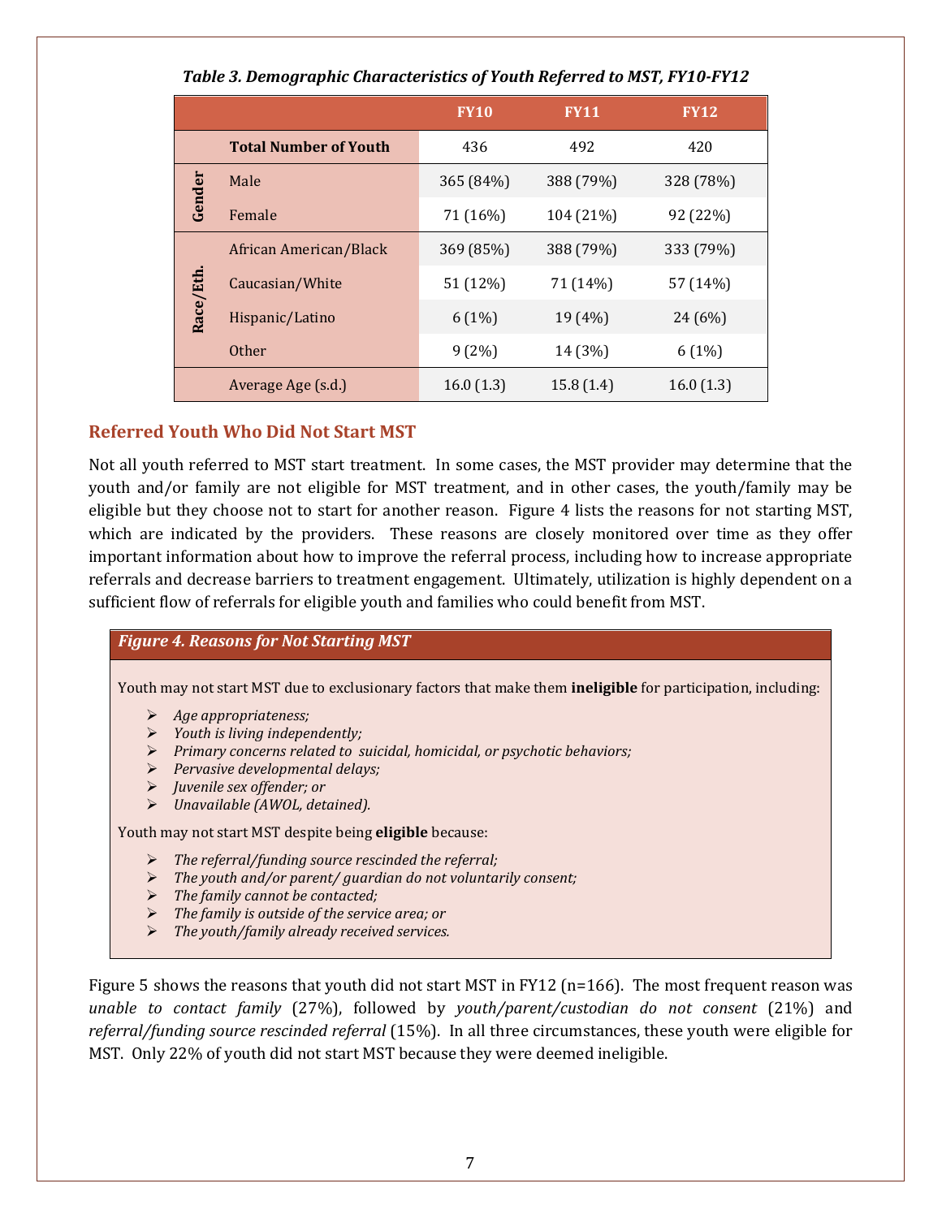*Table 3. Demographic Characteristics of Youth Referred to MST, FY10-FY12*

| | | FY10 | FY11 | FY12 |
|---|---|---|---|---|
| | **Total Number of Youth** | 436 | 492 | 420 |
| **Gender** | Male | 365 (84%) | 388 (79%) | 328 (78%) |
| | Female | 71 (16%) | 104 (21%) | 92 (22%) |
| **Race/Eth.** | African American/Black | 369 (85%) | 388 (79%) | 333 (79%) |
| | Caucasian/White | 51 (12%) | 71 (14%) | 57 (14%) |
| | Hispanic/Latino | 6 (1%) | 19 (4%) | 24 (6%) |
| | Other | 9 (2%) | 14 (3%) | 6 (1%) |
| | Average Age (s.d.) | 16.0 (1.3) | 15.8 (1.4) | 16.0 (1.3) |

## Referred Youth Who Did Not Start MST

Not all youth referred to MST start treatment. In some cases, the MST provider may determine that the youth and/or family are not eligible for MST treatment, and in other cases, the youth/family may be eligible but they choose not to start for another reason. Figure 4 lists the reasons for not starting MST, which are indicated by the providers. These reasons are closely monitored over time as they offer important information about how to improve the referral process, including how to increase appropriate referrals and decrease barriers to treatment engagement. Ultimately, utilization is highly dependent on a sufficient flow of referrals for eligible youth and families who could benefit from MST.

***Figure 4. Reasons for Not Starting MST***

Youth may not start MST due to exclusionary factors that make them **ineligible** for participation, including:

- *Age appropriateness;*
- *Youth is living independently;*
- *Primary concerns related to suicidal, homicidal, or psychotic behaviors;*
- *Pervasive developmental delays;*
- *Juvenile sex offender; or*
- *Unavailable (AWOL, detained).*

Youth may not start MST despite being **eligible** because:

- *The referral/funding source rescinded the referral;*
- *The youth and/or parent/ guardian do not voluntarily consent;*
- *The family cannot be contacted;*
- *The family is outside of the service area; or*
- *The youth/family already received services.*

Figure 5 shows the reasons that youth did not start MST in FY12 (n=166). The most frequent reason was *unable to contact family* (27%), followed by *youth/parent/custodian do not consent* (21%) and *referral/funding source rescinded referral* (15%). In all three circumstances, these youth were eligible for MST. Only 22% of youth did not start MST because they were deemed ineligible.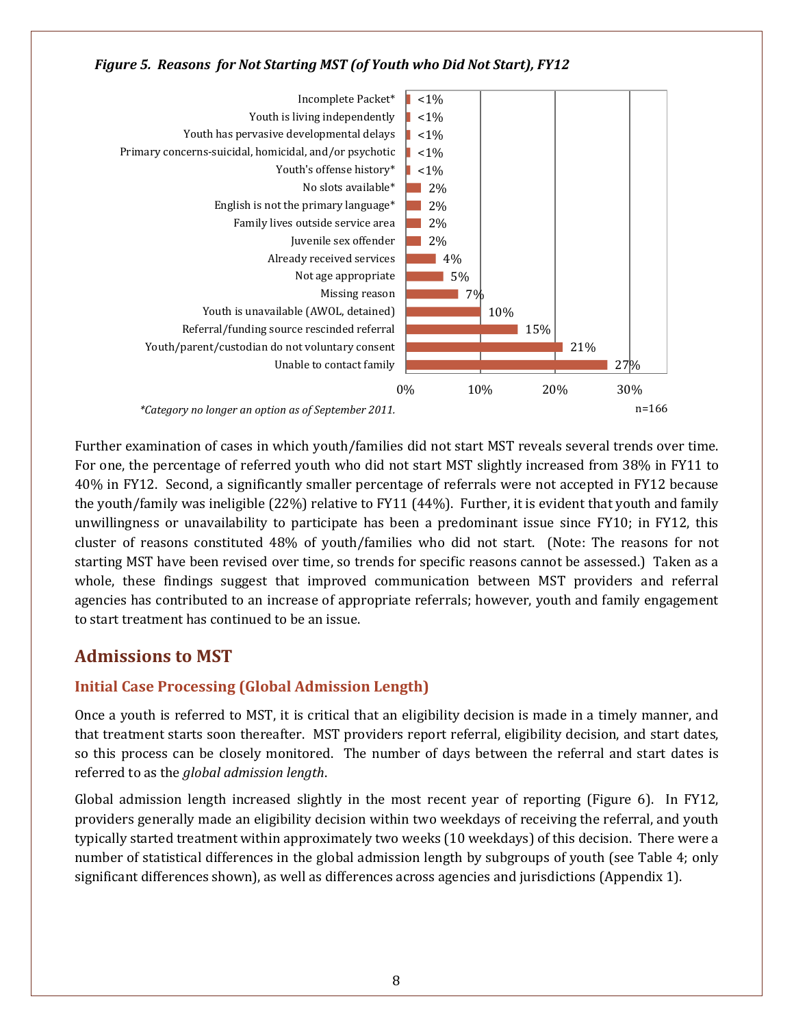*Figure 5. Reasons for Not Starting MST (of Youth who Did Not Start), FY12*

| Reason | Percent |
|---|---|
| Incomplete Packet* | <1% |
| Youth is living independently | <1% |
| Youth has pervasive developmental delays | <1% |
| Primary concerns-suicidal, homicidal, and/or psychotic | <1% |
| Youth's offense history* | <1% |
| No slots available* | 2% |
| English is not the primary language* | 2% |
| Family lives outside service area | 2% |
| Juvenile sex offender | 2% |
| Already received services | 4% |
| Not age appropriate | 5% |
| Missing reason | 7% |
| Youth is unavailable (AWOL, detained) | 10% |
| Referral/funding source rescinded referral | 15% |
| Youth/parent/custodian do not voluntary consent | 21% |
| Unable to contact family | 27% |

*\*Category no longer an option as of September 2011.*

n=166

Further examination of cases in which youth/families did not start MST reveals several trends over time. For one, the percentage of referred youth who did not start MST slightly increased from 38% in FY11 to 40% in FY12. Second, a significantly smaller percentage of referrals were not accepted in FY12 because the youth/family was ineligible (22%) relative to FY11 (44%). Further, it is evident that youth and family unwillingness or unavailability to participate has been a predominant issue since FY10; in FY12, this cluster of reasons constituted 48% of youth/families who did not start. (Note: The reasons for not starting MST have been revised over time, so trends for specific reasons cannot be assessed.) Taken as a whole, these findings suggest that improved communication between MST providers and referral agencies has contributed to an increase of appropriate referrals; however, youth and family engagement to start treatment has continued to be an issue.

## Admissions to MST

### Initial Case Processing (Global Admission Length)

Once a youth is referred to MST, it is critical that an eligibility decision is made in a timely manner, and that treatment starts soon thereafter. MST providers report referral, eligibility decision, and start dates, so this process can be closely monitored. The number of days between the referral and start dates is referred to as the *global admission length*.

Global admission length increased slightly in the most recent year of reporting (Figure 6). In FY12, providers generally made an eligibility decision within two weekdays of receiving the referral, and youth typically started treatment within approximately two weeks (10 weekdays) of this decision. There were a number of statistical differences in the global admission length by subgroups of youth (see Table 4; only significant differences shown), as well as differences across agencies and jurisdictions (Appendix 1).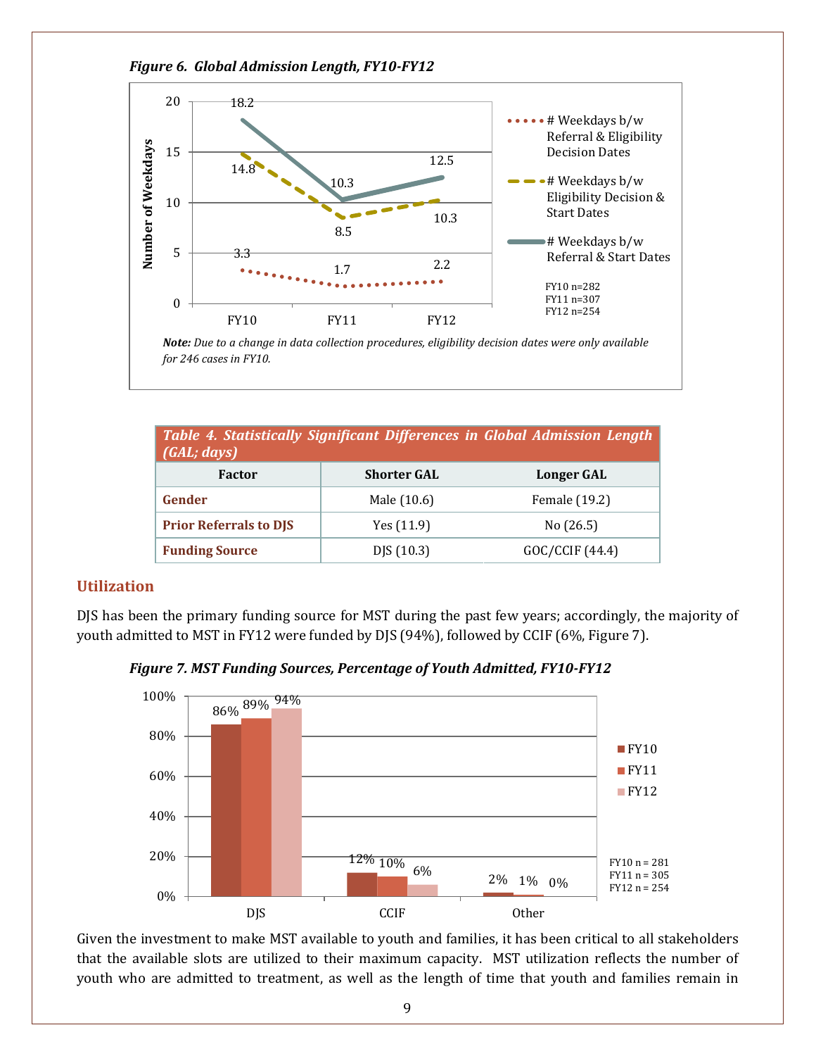*Figure 6. Global Admission Length, FY10-FY12*

***Note:*** *Due to a change in data collection procedures, eligibility decision dates were only available for 246 cases in FY10.*

| Table 4. Statistically Significant Differences in Global Admission Length (GAL; days) | | |
|---|---|---|
| **Factor** | **Shorter GAL** | **Longer GAL** |
| **Gender** | Male (10.6) | Female (19.2) |
| **Prior Referrals to DJS** | Yes (11.9) | No (26.5) |
| **Funding Source** | DJS (10.3) | GOC/CCIF (44.4) |

## Utilization

DJS has been the primary funding source for MST during the past few years; accordingly, the majority of youth admitted to MST in FY12 were funded by DJS (94%), followed by CCIF (6%, Figure 7).

*Figure 7. MST Funding Sources, Percentage of Youth Admitted, FY10-FY12*

Given the investment to make MST available to youth and families, it has been critical to all stakeholders that the available slots are utilized to their maximum capacity. MST utilization reflects the number of youth who are admitted to treatment, as well as the length of time that youth and families remain in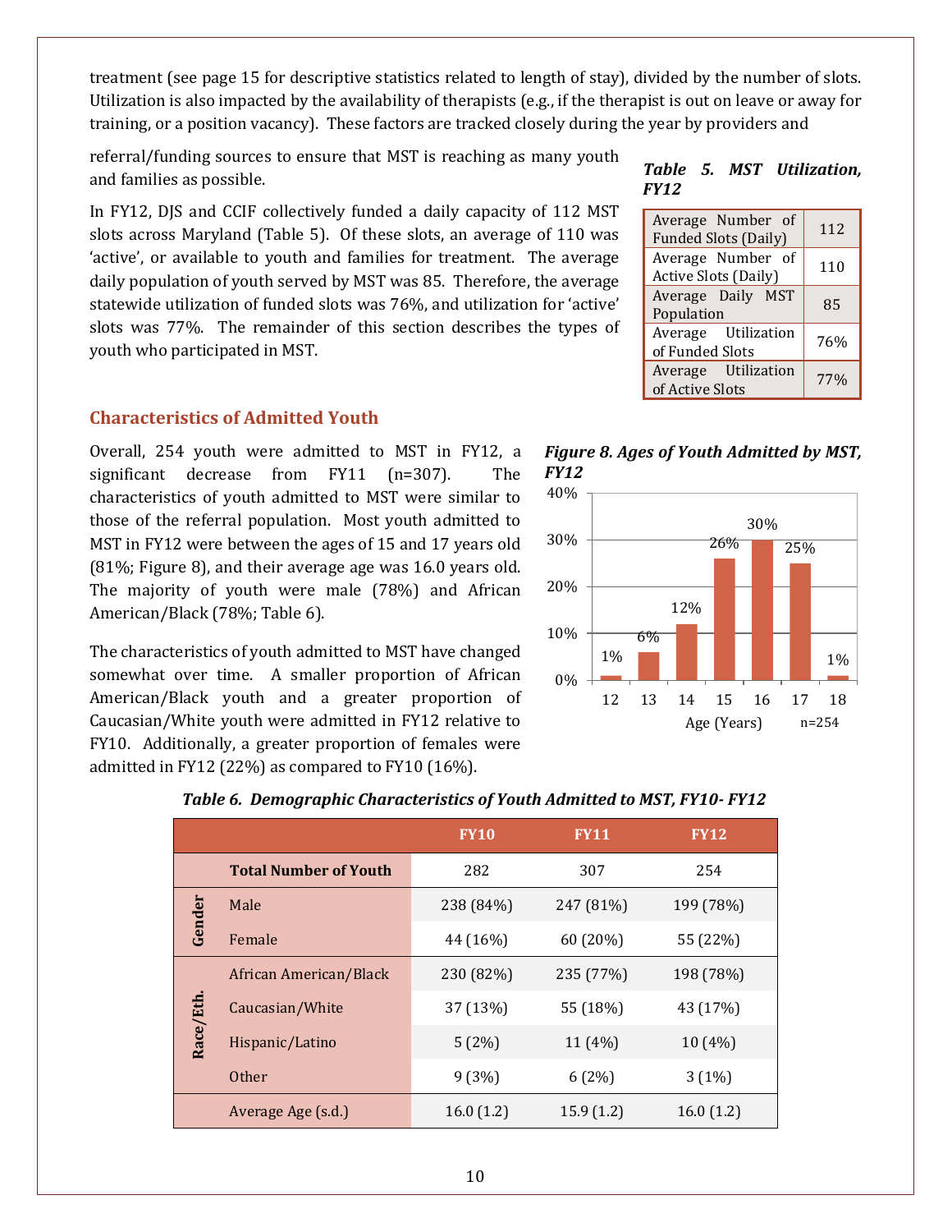treatment (see page 15 for descriptive statistics related to length of stay), divided by the number of slots. Utilization is also impacted by the availability of therapists (e.g., if the therapist is out on leave or away for training, or a position vacancy). These factors are tracked closely during the year by providers and referral/funding sources to ensure that MST is reaching as many youth and families as possible.

In FY12, DJS and CCIF collectively funded a daily capacity of 112 MST slots across Maryland (Table 5). Of these slots, an average of 110 was 'active', or available to youth and families for treatment. The average daily population of youth served by MST was 85. Therefore, the average statewide utilization of funded slots was 76%, and utilization for 'active' slots was 77%. The remainder of this section describes the types of youth who participated in MST.

***Table 5. MST Utilization, FY12***

| | |
|---|---|
| Average Number of Funded Slots (Daily) | 112 |
| Average Number of Active Slots (Daily) | 110 |
| Average Daily MST Population | 85 |
| Average Utilization of Funded Slots | 76% |
| Average Utilization of Active Slots | 77% |

## Characteristics of Admitted Youth

Overall, 254 youth were admitted to MST in FY12, a significant decrease from FY11 (n=307). The characteristics of youth admitted to MST were similar to those of the referral population. Most youth admitted to MST in FY12 were between the ages of 15 and 17 years old (81%; Figure 8), and their average age was 16.0 years old. The majority of youth were male (78%) and African American/Black (78%; Table 6).

The characteristics of youth admitted to MST have changed somewhat over time. A smaller proportion of African American/Black youth and a greater proportion of Caucasian/White youth were admitted in FY12 relative to FY10. Additionally, a greater proportion of females were admitted in FY12 (22%) as compared to FY10 (16%).

***Figure 8. Ages of Youth Admitted by MST, FY12***

| Age (Years) | 12 | 13 | 14 | 15 | 16 | 17 | 18 |
|---|---|---|---|---|---|---|---|
| Percent | 1% | 6% | 12% | 26% | 30% | 25% | 1% |

n=254

***Table 6. Demographic Characteristics of Youth Admitted to MST, FY10- FY12***

| | | FY10 | FY11 | FY12 |
|---|---|---|---|---|
| | **Total Number of Youth** | 282 | 307 | 254 |
| **Gender** | Male | 238 (84%) | 247 (81%) | 199 (78%) |
| | Female | 44 (16%) | 60 (20%) | 55 (22%) |
| **Race/Eth.** | African American/Black | 230 (82%) | 235 (77%) | 198 (78%) |
| | Caucasian/White | 37 (13%) | 55 (18%) | 43 (17%) |
| | Hispanic/Latino | 5 (2%) | 11 (4%) | 10 (4%) |
| | Other | 9 (3%) | 6 (2%) | 3 (1%) |
| | Average Age (s.d.) | 16.0 (1.2) | 15.9 (1.2) | 16.0 (1.2) |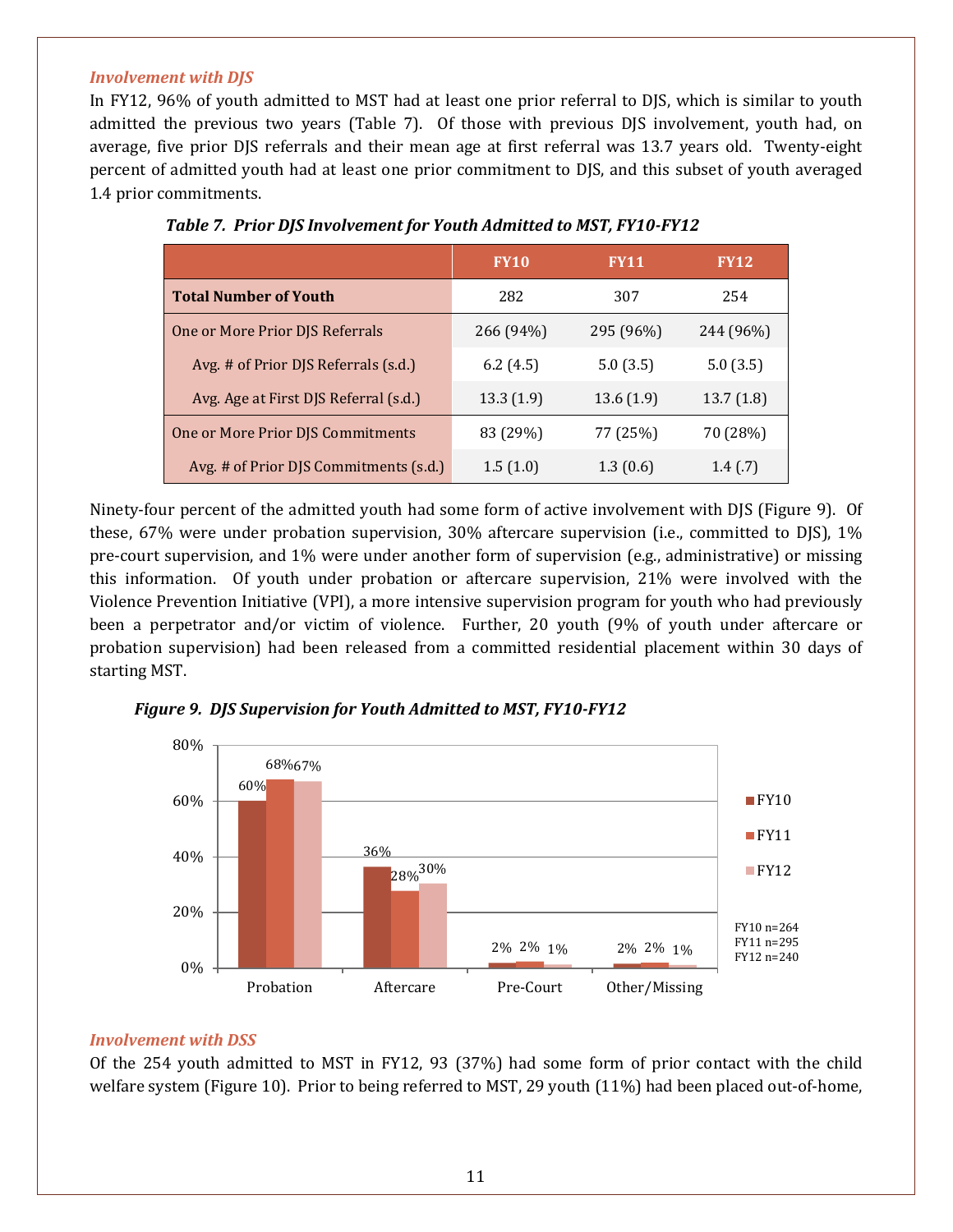### *Involvement with DJS*

In FY12, 96% of youth admitted to MST had at least one prior referral to DJS, which is similar to youth admitted the previous two years (Table 7). Of those with previous DJS involvement, youth had, on average, five prior DJS referrals and their mean age at first referral was 13.7 years old. Twenty-eight percent of admitted youth had at least one prior commitment to DJS, and this subset of youth averaged 1.4 prior commitments.

***Table 7. Prior DJS Involvement for Youth Admitted to MST, FY10-FY12***

| | FY10 | FY11 | FY12 |
|---|---|---|---|
| **Total Number of Youth** | 282 | 307 | 254 |
| One or More Prior DJS Referrals | 266 (94%) | 295 (96%) | 244 (96%) |
| Avg. # of Prior DJS Referrals (s.d.) | 6.2 (4.5) | 5.0 (3.5) | 5.0 (3.5) |
| Avg. Age at First DJS Referral (s.d.) | 13.3 (1.9) | 13.6 (1.9) | 13.7 (1.8) |
| One or More Prior DJS Commitments | 83 (29%) | 77 (25%) | 70 (28%) |
| Avg. # of Prior DJS Commitments (s.d.) | 1.5 (1.0) | 1.3 (0.6) | 1.4 (.7) |

Ninety-four percent of the admitted youth had some form of active involvement with DJS (Figure 9). Of these, 67% were under probation supervision, 30% aftercare supervision (i.e., committed to DJS), 1% pre-court supervision, and 1% were under another form of supervision (e.g., administrative) or missing this information. Of youth under probation or aftercare supervision, 21% were involved with the Violence Prevention Initiative (VPI), a more intensive supervision program for youth who had previously been a perpetrator and/or victim of violence. Further, 20 youth (9% of youth under aftercare or probation supervision) had been released from a committed residential placement within 30 days of starting MST.

***Figure 9. DJS Supervision for Youth Admitted to MST, FY10-FY12***

| | FY10 | FY11 | FY12 |
|---|---|---|---|
| Probation | 60% | 68% | 67% |
| Aftercare | 36% | 28% | 30% |
| Pre-Court | 2% | 2% | 1% |
| Other/Missing | 2% | 2% | 1% |

FY10 n=264
FY11 n=295
FY12 n=240

### *Involvement with DSS*

Of the 254 youth admitted to MST in FY12, 93 (37%) had some form of prior contact with the child welfare system (Figure 10). Prior to being referred to MST, 29 youth (11%) had been placed out-of-home,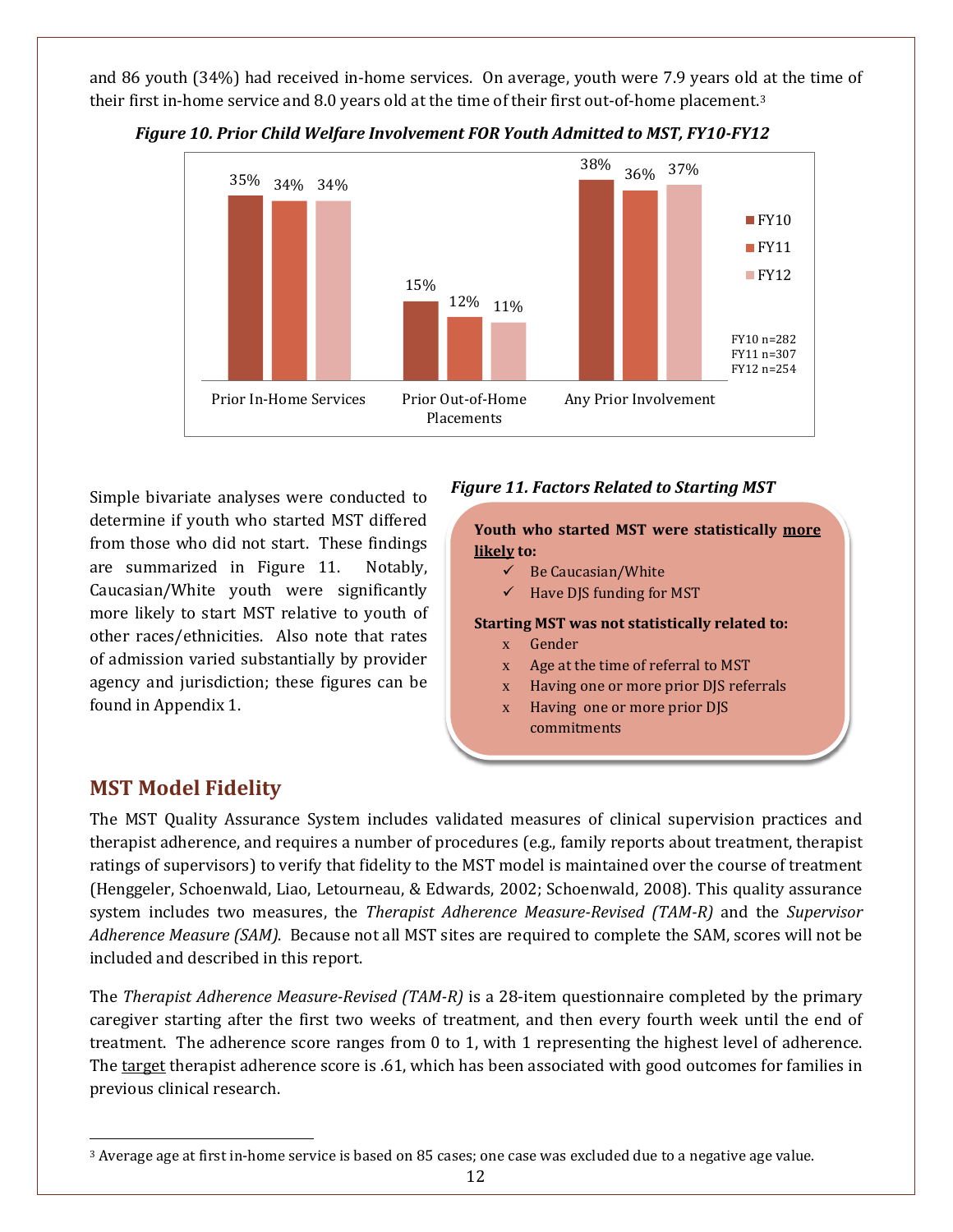and 86 youth (34%) had received in-home services. On average, youth were 7.9 years old at the time of their first in-home service and 8.0 years old at the time of their first out-of-home placement.[3]

*Figure 10. Prior Child Welfare Involvement FOR Youth Admitted to MST, FY10-FY12*

| | FY10 | FY11 | FY12 |
|---|---|---|---|
| Prior In-Home Services | 35% | 34% | 34% |
| Prior Out-of-Home Placements | 15% | 12% | 11% |
| Any Prior Involvement | 38% | 36% | 37% |

FY10 n=282
FY11 n=307
FY12 n=254

Simple bivariate analyses were conducted to determine if youth who started MST differed from those who did not start. These findings are summarized in Figure 11. Notably, Caucasian/White youth were significantly more likely to start MST relative to youth of other races/ethnicities. Also note that rates of admission varied substantially by provider agency and jurisdiction; these figures can be found in Appendix 1.

*Figure 11. Factors Related to Starting MST*

**Youth who started MST were statistically more likely to:**
- ✓ Be Caucasian/White
- ✓ Have DJS funding for MST

**Starting MST was not statistically related to:**
- x Gender
- x Age at the time of referral to MST
- x Having one or more prior DJS referrals
- x Having one or more prior DJS commitments

## MST Model Fidelity

The MST Quality Assurance System includes validated measures of clinical supervision practices and therapist adherence, and requires a number of procedures (e.g., family reports about treatment, therapist ratings of supervisors) to verify that fidelity to the MST model is maintained over the course of treatment (Henggeler, Schoenwald, Liao, Letourneau, & Edwards, 2002; Schoenwald, 2008). This quality assurance system includes two measures, the *Therapist Adherence Measure-Revised (TAM-R)* and the *Supervisor Adherence Measure (SAM)*. Because not all MST sites are required to complete the SAM, scores will not be included and described in this report.

The *Therapist Adherence Measure-Revised (TAM-R)* is a 28-item questionnaire completed by the primary caregiver starting after the first two weeks of treatment, and then every fourth week until the end of treatment. The adherence score ranges from 0 to 1, with 1 representing the highest level of adherence. The target therapist adherence score is .61, which has been associated with good outcomes for families in previous clinical research.

[3] Average age at first in-home service is based on 85 cases; one case was excluded due to a negative age value.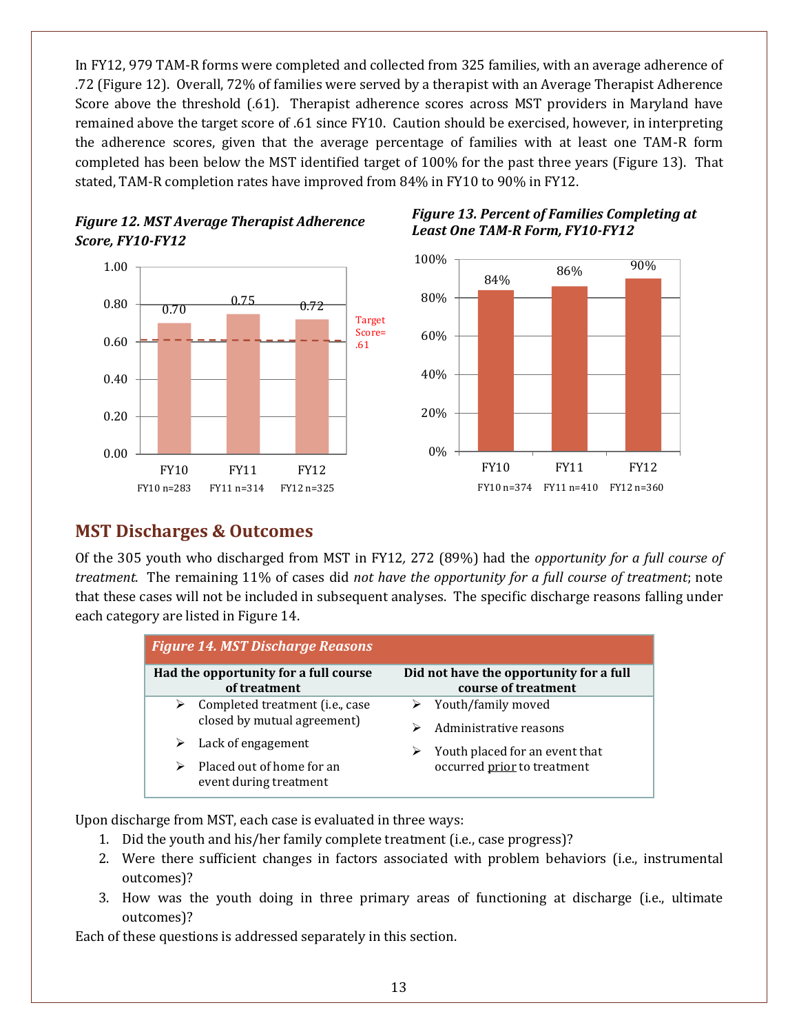In FY12, 979 TAM-R forms were completed and collected from 325 families, with an average adherence of .72 (Figure 12). Overall, 72% of families were served by a therapist with an Average Therapist Adherence Score above the threshold (.61). Therapist adherence scores across MST providers in Maryland have remained above the target score of .61 since FY10. Caution should be exercised, however, in interpreting the adherence scores, given that the average percentage of families with at least one TAM-R form completed has been below the MST identified target of 100% for the past three years (Figure 13). That stated, TAM-R completion rates have improved from 84% in FY10 to 90% in FY12.

***Figure 12. MST Average Therapist Adherence Score, FY10-FY12***

| | FY10 | FY11 | FY12 |
|---|---|---|---|
| Average Therapist Adherence Score | 0.70 | 0.75 | 0.72 |
| n | FY10 n=283 | FY11 n=314 | FY12 n=325 |

Target Score= .61

***Figure 13. Percent of Families Completing at Least One TAM-R Form, FY10-FY12***

| | FY10 | FY11 | FY12 |
|---|---|---|---|
| Percent of Families | 84% | 86% | 90% |
| n | FY10 n=374 | FY11 n=410 | FY12 n=360 |

## MST Discharges & Outcomes

Of the 305 youth who discharged from MST in FY12, 272 (89%) had the *opportunity for a full course of treatment.* The remaining 11% of cases did *not have the opportunity for a full course of treatment*; note that these cases will not be included in subsequent analyses. The specific discharge reasons falling under each category are listed in Figure 14.

***Figure 14. MST Discharge Reasons***

| Had the opportunity for a full course of treatment | Did not have the opportunity for a full course of treatment |
|---|---|
| ➢ Completed treatment (i.e., case closed by mutual agreement) | ➢ Youth/family moved |
| ➢ Lack of engagement | ➢ Administrative reasons |
| ➢ Placed out of home for an event during treatment | ➢ Youth placed for an event that occurred <u>prior</u> to treatment |

Upon discharge from MST, each case is evaluated in three ways:

1. Did the youth and his/her family complete treatment (i.e., case progress)?
2. Were there sufficient changes in factors associated with problem behaviors (i.e., instrumental outcomes)?
3. How was the youth doing in three primary areas of functioning at discharge (i.e., ultimate outcomes)?

Each of these questions is addressed separately in this section.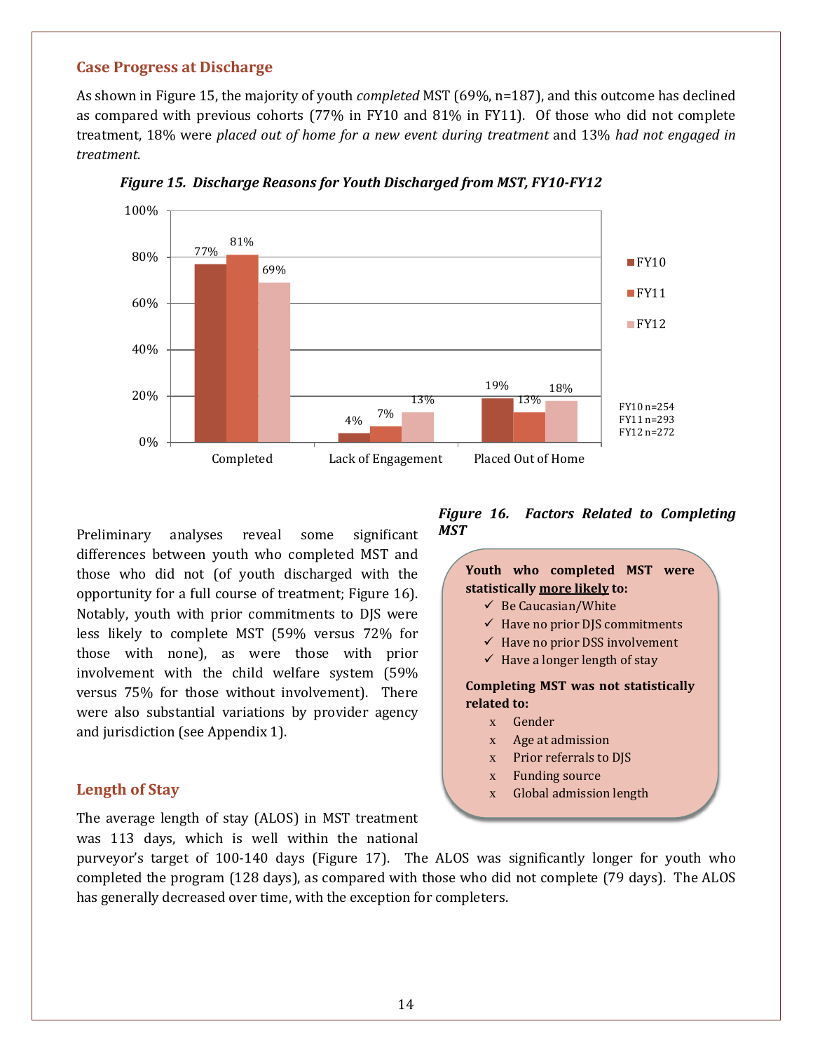## Case Progress at Discharge

As shown in Figure 15, the majority of youth *completed* MST (69%, n=187), and this outcome has declined as compared with previous cohorts (77% in FY10 and 81% in FY11). Of those who did not complete treatment, 18% were *placed out of home for a new event during treatment* and 13% *had not engaged in treatment*.

***Figure 15. Discharge Reasons for Youth Discharged from MST, FY10-FY12***

| | FY10 | FY11 | FY12 |
|---|---|---|---|
| Completed | 77% | 81% | 69% |
| Lack of Engagement | 4% | 7% | 13% |
| Placed Out of Home | 19% | 13% | 18% |

FY10 n=254
FY11 n=293
FY12 n=272

Preliminary analyses reveal some significant differences between youth who completed MST and those who did not (of youth discharged with the opportunity for a full course of treatment; Figure 16). Notably, youth with prior commitments to DJS were less likely to complete MST (59% versus 72% for those with none), as were those with prior involvement with the child welfare system (59% versus 75% for those without involvement). There were also substantial variations by provider agency and jurisdiction (see Appendix 1).

***Figure 16. Factors Related to Completing MST***

**Youth who completed MST were statistically <u>more likely</u> to:**

- ✓ Be Caucasian/White
- ✓ Have no prior DJS commitments
- ✓ Have no prior DSS involvement
- ✓ Have a longer length of stay

**Completing MST was not statistically related to:**

- x Gender
- x Age at admission
- x Prior referrals to DJS
- x Funding source
- x Global admission length

## Length of Stay

The average length of stay (ALOS) in MST treatment was 113 days, which is well within the national purveyor's target of 100-140 days (Figure 17). The ALOS was significantly longer for youth who completed the program (128 days), as compared with those who did not complete (79 days). The ALOS has generally decreased over time, with the exception for completers.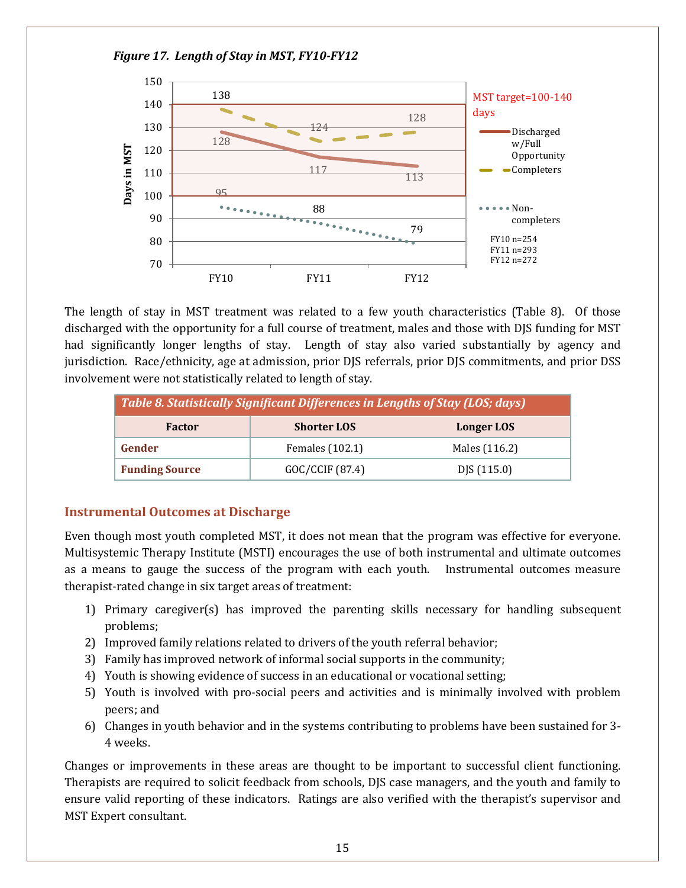*Figure 17. Length of Stay in MST, FY10-FY12*

| | FY10 | FY11 | FY12 |
|---|---|---|---|
| Discharged w/Full Opportunity | 128 | 117 | 113 |
| Completers | 138 | 124 | 128 |
| Non-completers | 95 | 88 | 79 |

MST target=100-140 days

FY10 n=254
FY11 n=293
FY12 n=272

The length of stay in MST treatment was related to a few youth characteristics (Table 8). Of those discharged with the opportunity for a full course of treatment, males and those with DJS funding for MST had significantly longer lengths of stay. Length of stay also varied substantially by agency and jurisdiction. Race/ethnicity, age at admission, prior DJS referrals, prior DJS commitments, and prior DSS involvement were not statistically related to length of stay.

*Table 8. Statistically Significant Differences in Lengths of Stay (LOS; days)*

| Factor | Shorter LOS | Longer LOS |
|---|---|---|
| **Gender** | Females (102.1) | Males (116.2) |
| **Funding Source** | GOC/CCIF (87.4) | DJS (115.0) |

## Instrumental Outcomes at Discharge

Even though most youth completed MST, it does not mean that the program was effective for everyone. Multisystemic Therapy Institute (MSTI) encourages the use of both instrumental and ultimate outcomes as a means to gauge the success of the program with each youth. Instrumental outcomes measure therapist-rated change in six target areas of treatment:

1) Primary caregiver(s) has improved the parenting skills necessary for handling subsequent problems;
2) Improved family relations related to drivers of the youth referral behavior;
3) Family has improved network of informal social supports in the community;
4) Youth is showing evidence of success in an educational or vocational setting;
5) Youth is involved with pro-social peers and activities and is minimally involved with problem peers; and
6) Changes in youth behavior and in the systems contributing to problems have been sustained for 3-4 weeks.

Changes or improvements in these areas are thought to be important to successful client functioning. Therapists are required to solicit feedback from schools, DJS case managers, and the youth and family to ensure valid reporting of these indicators. Ratings are also verified with the therapist's supervisor and MST Expert consultant.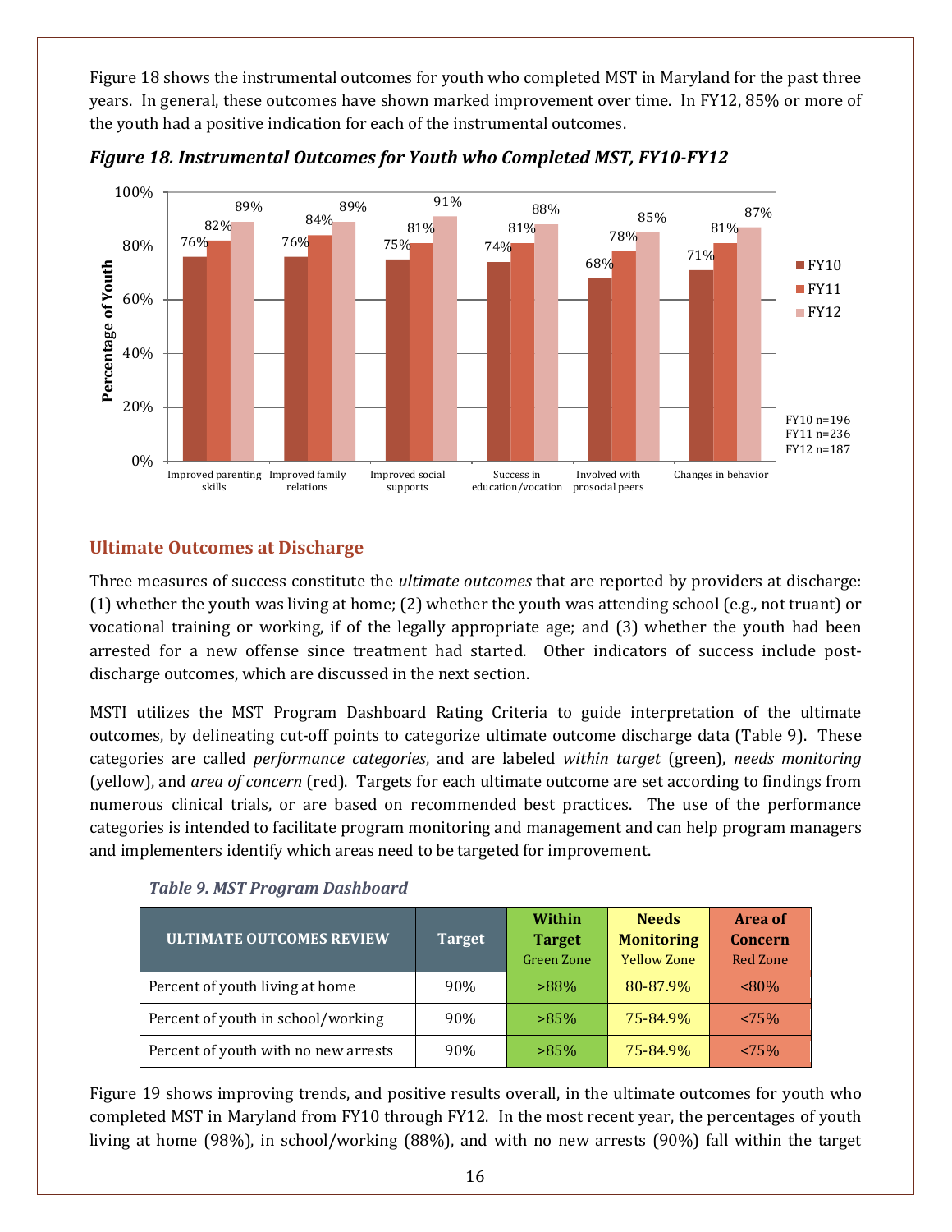Figure 18 shows the instrumental outcomes for youth who completed MST in Maryland for the past three years. In general, these outcomes have shown marked improvement over time. In FY12, 85% or more of the youth had a positive indication for each of the instrumental outcomes.

***Figure 18. Instrumental Outcomes for Youth who Completed MST, FY10-FY12***

| Outcome | FY10 | FY11 | FY12 |
|---|---|---|---|
| Improved parenting skills | 76% | 82% | 89% |
| Improved family relations | 76% | 84% | 89% |
| Improved social supports | 75% | 81% | 91% |
| Success in education/vocation | 74% | 81% | 88% |
| Involved with prosocial peers | 68% | 78% | 85% |
| Changes in behavior | 71% | 81% | 87% |

FY10 n=196
FY11 n=236
FY12 n=187

## Ultimate Outcomes at Discharge

Three measures of success constitute the *ultimate outcomes* that are reported by providers at discharge: (1) whether the youth was living at home; (2) whether the youth was attending school (e.g., not truant) or vocational training or working, if of the legally appropriate age; and (3) whether the youth had been arrested for a new offense since treatment had started. Other indicators of success include post-discharge outcomes, which are discussed in the next section.

MSTI utilizes the MST Program Dashboard Rating Criteria to guide interpretation of the ultimate outcomes, by delineating cut-off points to categorize ultimate outcome discharge data (Table 9). These categories are called *performance categories*, and are labeled *within target* (green), *needs monitoring* (yellow), and *area of concern* (red). Targets for each ultimate outcome are set according to findings from numerous clinical trials, or are based on recommended best practices. The use of the performance categories is intended to facilitate program monitoring and management and can help program managers and implementers identify which areas need to be targeted for improvement.

***Table 9. MST Program Dashboard***

| ULTIMATE OUTCOMES REVIEW | Target | **Within Target** Green Zone | **Needs Monitoring** Yellow Zone | **Area of Concern** Red Zone |
|---|---|---|---|---|
| Percent of youth living at home | 90% | >88% | 80-87.9% | <80% |
| Percent of youth in school/working | 90% | >85% | 75-84.9% | <75% |
| Percent of youth with no new arrests | 90% | >85% | 75-84.9% | <75% |

Figure 19 shows improving trends, and positive results overall, in the ultimate outcomes for youth who completed MST in Maryland from FY10 through FY12. In the most recent year, the percentages of youth living at home (98%), in school/working (88%), and with no new arrests (90%) fall within the target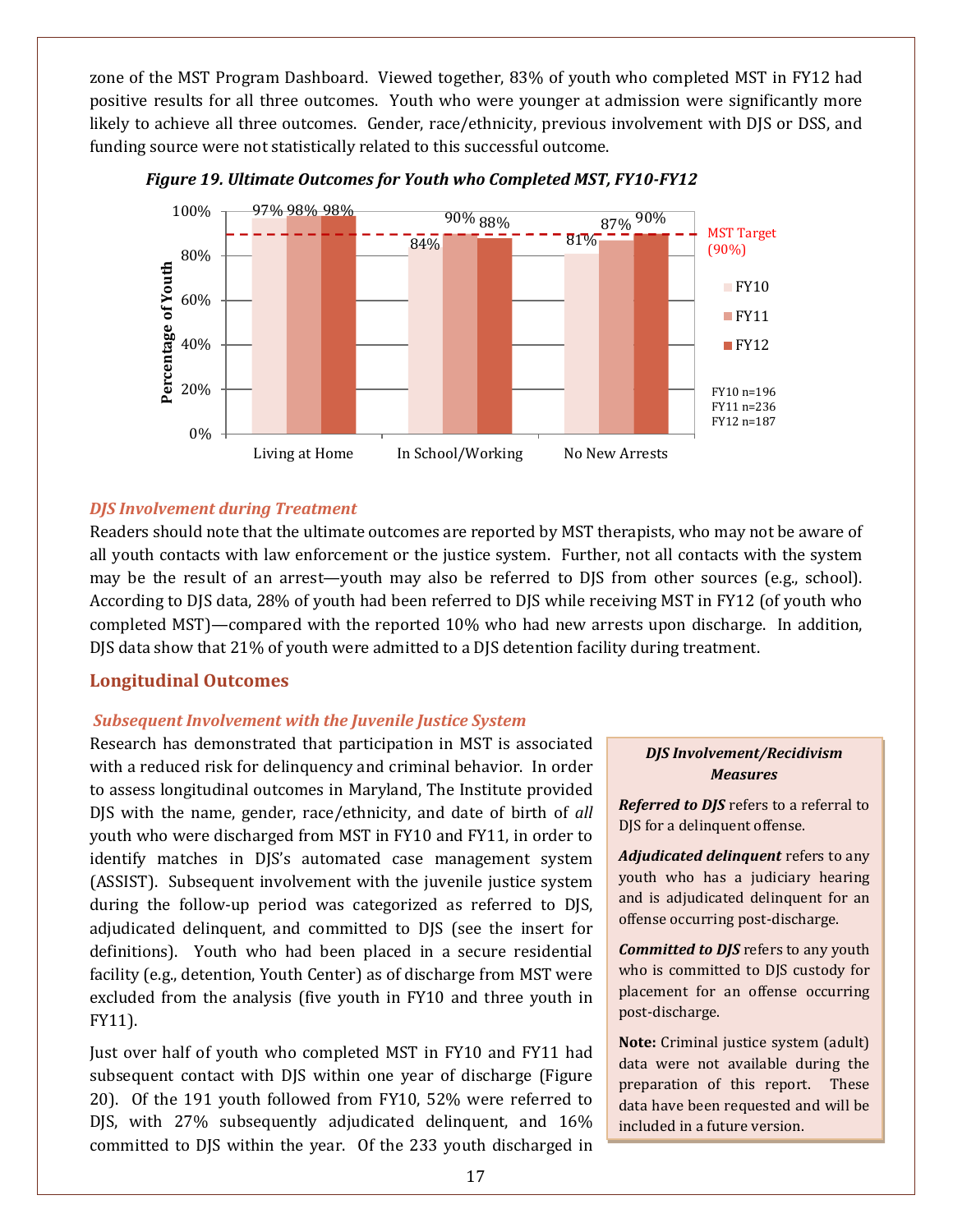zone of the MST Program Dashboard. Viewed together, 83% of youth who completed MST in FY12 had positive results for all three outcomes. Youth who were younger at admission were significantly more likely to achieve all three outcomes. Gender, race/ethnicity, previous involvement with DJS or DSS, and funding source were not statistically related to this successful outcome.

*Figure 19. Ultimate Outcomes for Youth who Completed MST, FY10-FY12*

| | FY10 | FY11 | FY12 |
|---|---|---|---|
| Living at Home | 97% | 98% | 98% |
| In School/Working | 84% | 90% | 88% |
| No New Arrests | 81% | 87% | 90% |

MST Target (90%)

FY10 n=196
FY11 n=236
FY12 n=187

### *DJS Involvement during Treatment*

Readers should note that the ultimate outcomes are reported by MST therapists, who may not be aware of all youth contacts with law enforcement or the justice system. Further, not all contacts with the system may be the result of an arrest—youth may also be referred to DJS from other sources (e.g., school). According to DJS data, 28% of youth had been referred to DJS while receiving MST in FY12 (of youth who completed MST)—compared with the reported 10% who had new arrests upon discharge. In addition, DJS data show that 21% of youth were admitted to a DJS detention facility during treatment.

## Longitudinal Outcomes

### *Subsequent Involvement with the Juvenile Justice System*

Research has demonstrated that participation in MST is associated with a reduced risk for delinquency and criminal behavior. In order to assess longitudinal outcomes in Maryland, The Institute provided DJS with the name, gender, race/ethnicity, and date of birth of *all* youth who were discharged from MST in FY10 and FY11, in order to identify matches in DJS's automated case management system (ASSIST). Subsequent involvement with the juvenile justice system during the follow-up period was categorized as referred to DJS, adjudicated delinquent, and committed to DJS (see the insert for definitions). Youth who had been placed in a secure residential facility (e.g., detention, Youth Center) as of discharge from MST were excluded from the analysis (five youth in FY10 and three youth in FY11).

> ***DJS Involvement/Recidivism Measures***
>
> ***Referred to DJS*** refers to a referral to DJS for a delinquent offense.
>
> ***Adjudicated delinquent*** refers to any youth who has a judiciary hearing and is adjudicated delinquent for an offense occurring post-discharge.
>
> ***Committed to DJS*** refers to any youth who is committed to DJS custody for placement for an offense occurring post-discharge.
>
> **Note:** Criminal justice system (adult) data were not available during the preparation of this report. These data have been requested and will be included in a future version.

Just over half of youth who completed MST in FY10 and FY11 had subsequent contact with DJS within one year of discharge (Figure 20). Of the 191 youth followed from FY10, 52% were referred to DJS, with 27% subsequently adjudicated delinquent, and 16% committed to DJS within the year. Of the 233 youth discharged in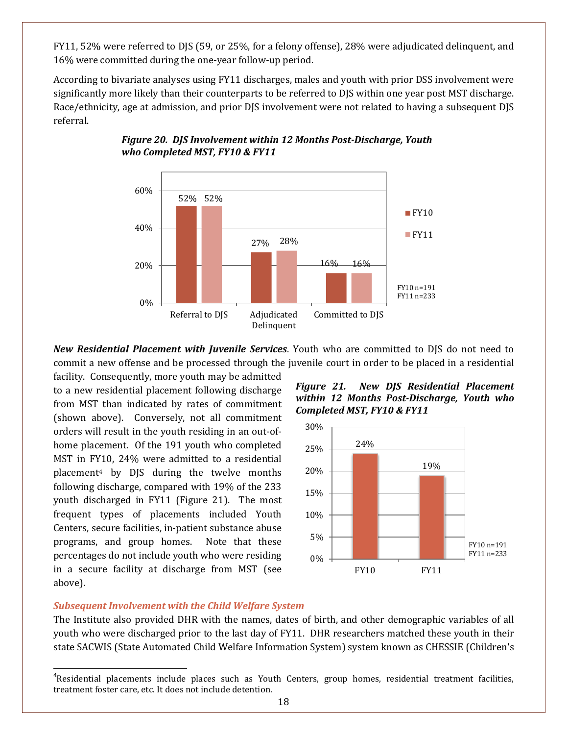FY11, 52% were referred to DJS (59, or 25%, for a felony offense), 28% were adjudicated delinquent, and 16% were committed during the one-year follow-up period.

According to bivariate analyses using FY11 discharges, males and youth with prior DSS involvement were significantly more likely than their counterparts to be referred to DJS within one year post MST discharge. Race/ethnicity, age at admission, and prior DJS involvement were not related to having a subsequent DJS referral.

***Figure 20. DJS Involvement within 12 Months Post-Discharge, Youth who Completed MST, FY10 & FY11***

| | FY10 | FY11 |
|---|---|---|
| Referral to DJS | 52% | 52% |
| Adjudicated Delinquent | 27% | 28% |
| Committed to DJS | 16% | 16% |

FY10 n=191
FY11 n=233

***New Residential Placement with Juvenile Services***. Youth who are committed to DJS do not need to commit a new offense and be processed through the juvenile court in order to be placed in a residential facility. Consequently, more youth may be admitted to a new residential placement following discharge from MST than indicated by rates of commitment (shown above). Conversely, not all commitment orders will result in the youth residing in an out-of-home placement. Of the 191 youth who completed MST in FY10, 24% were admitted to a residential placement[4] by DJS during the twelve months following discharge, compared with 19% of the 233 youth discharged in FY11 (Figure 21). The most frequent types of placements included Youth Centers, secure facilities, in-patient substance abuse programs, and group homes. Note that these percentages do not include youth who were residing in a secure facility at discharge from MST (see above).

***Figure 21. New DJS Residential Placement within 12 Months Post-Discharge, Youth who Completed MST, FY10 & FY11***

| | FY10 | FY11 |
|---|---|---|
| New DJS Residential Placement | 24% | 19% |

FY10 n=191
FY11 n=233

### *Subsequent Involvement with the Child Welfare System*

The Institute also provided DHR with the names, dates of birth, and other demographic variables of all youth who were discharged prior to the last day of FY11. DHR researchers matched these youth in their state SACWIS (State Automated Child Welfare Information System) system known as CHESSIE (Children's

---

[4] Residential placements include places such as Youth Centers, group homes, residential treatment facilities, treatment foster care, etc. It does not include detention.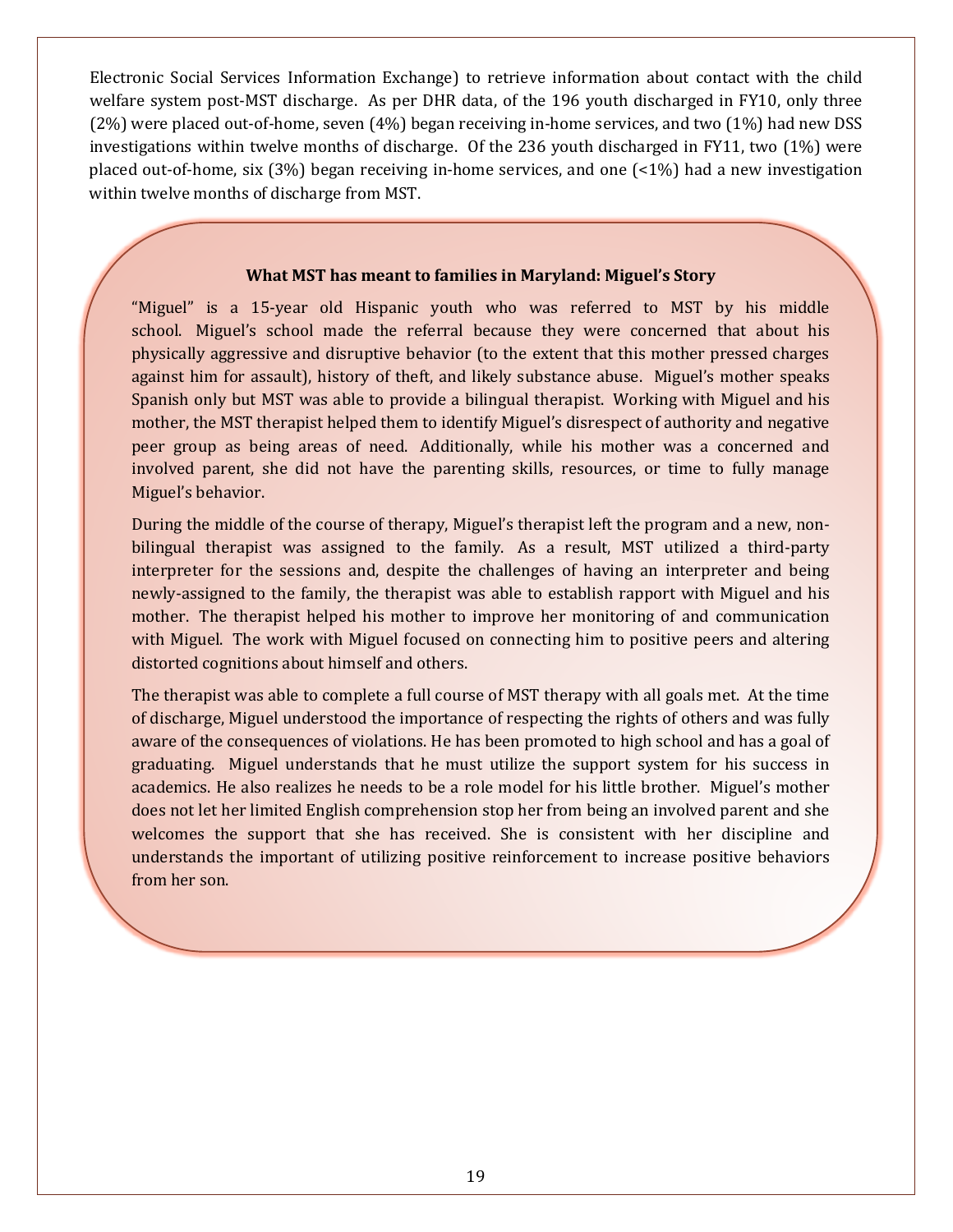Electronic Social Services Information Exchange) to retrieve information about contact with the child welfare system post-MST discharge. As per DHR data, of the 196 youth discharged in FY10, only three (2%) were placed out-of-home, seven (4%) began receiving in-home services, and two (1%) had new DSS investigations within twelve months of discharge. Of the 236 youth discharged in FY11, two (1%) were placed out-of-home, six (3%) began receiving in-home services, and one (<1%) had a new investigation within twelve months of discharge from MST.

**What MST has meant to families in Maryland: Miguel's Story**

"Miguel" is a 15-year old Hispanic youth who was referred to MST by his middle school. Miguel's school made the referral because they were concerned that about his physically aggressive and disruptive behavior (to the extent that this mother pressed charges against him for assault), history of theft, and likely substance abuse. Miguel's mother speaks Spanish only but MST was able to provide a bilingual therapist. Working with Miguel and his mother, the MST therapist helped them to identify Miguel's disrespect of authority and negative peer group as being areas of need. Additionally, while his mother was a concerned and involved parent, she did not have the parenting skills, resources, or time to fully manage Miguel's behavior.

During the middle of the course of therapy, Miguel's therapist left the program and a new, non-bilingual therapist was assigned to the family. As a result, MST utilized a third-party interpreter for the sessions and, despite the challenges of having an interpreter and being newly-assigned to the family, the therapist was able to establish rapport with Miguel and his mother. The therapist helped his mother to improve her monitoring of and communication with Miguel. The work with Miguel focused on connecting him to positive peers and altering distorted cognitions about himself and others.

The therapist was able to complete a full course of MST therapy with all goals met. At the time of discharge, Miguel understood the importance of respecting the rights of others and was fully aware of the consequences of violations. He has been promoted to high school and has a goal of graduating. Miguel understands that he must utilize the support system for his success in academics. He also realizes he needs to be a role model for his little brother. Miguel's mother does not let her limited English comprehension stop her from being an involved parent and she welcomes the support that she has received. She is consistent with her discipline and understands the important of utilizing positive reinforcement to increase positive behaviors from her son.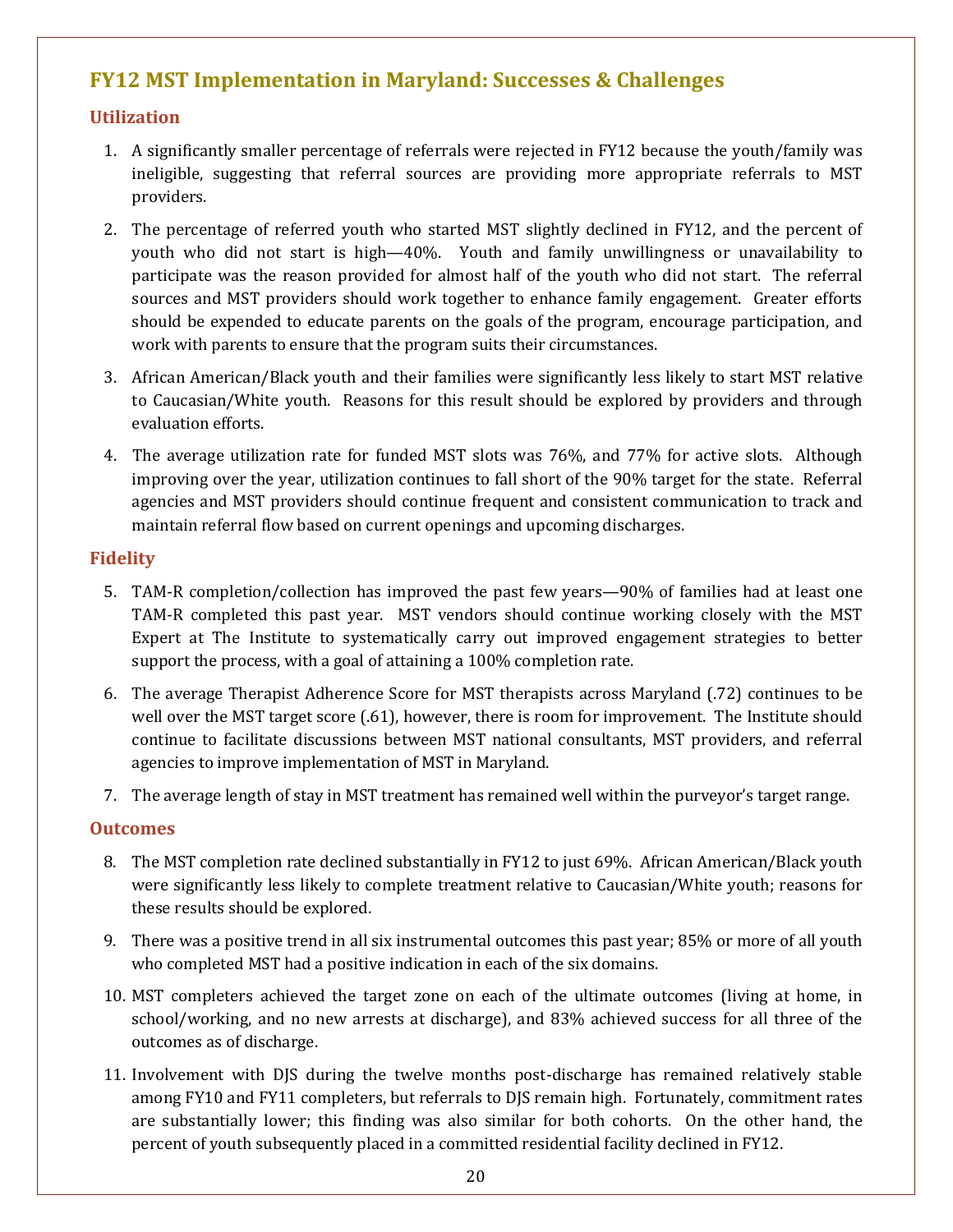# FY12 MST Implementation in Maryland: Successes & Challenges

## Utilization

1. A significantly smaller percentage of referrals were rejected in FY12 because the youth/family was ineligible, suggesting that referral sources are providing more appropriate referrals to MST providers.

2. The percentage of referred youth who started MST slightly declined in FY12, and the percent of youth who did not start is high—40%. Youth and family unwillingness or unavailability to participate was the reason provided for almost half of the youth who did not start. The referral sources and MST providers should work together to enhance family engagement. Greater efforts should be expended to educate parents on the goals of the program, encourage participation, and work with parents to ensure that the program suits their circumstances.

3. African American/Black youth and their families were significantly less likely to start MST relative to Caucasian/White youth. Reasons for this result should be explored by providers and through evaluation efforts.

4. The average utilization rate for funded MST slots was 76%, and 77% for active slots. Although improving over the year, utilization continues to fall short of the 90% target for the state. Referral agencies and MST providers should continue frequent and consistent communication to track and maintain referral flow based on current openings and upcoming discharges.

## Fidelity

5. TAM-R completion/collection has improved the past few years—90% of families had at least one TAM-R completed this past year. MST vendors should continue working closely with the MST Expert at The Institute to systematically carry out improved engagement strategies to better support the process, with a goal of attaining a 100% completion rate.

6. The average Therapist Adherence Score for MST therapists across Maryland (.72) continues to be well over the MST target score (.61), however, there is room for improvement. The Institute should continue to facilitate discussions between MST national consultants, MST providers, and referral agencies to improve implementation of MST in Maryland.

7. The average length of stay in MST treatment has remained well within the purveyor's target range.

## Outcomes

8. The MST completion rate declined substantially in FY12 to just 69%. African American/Black youth were significantly less likely to complete treatment relative to Caucasian/White youth; reasons for these results should be explored.

9. There was a positive trend in all six instrumental outcomes this past year; 85% or more of all youth who completed MST had a positive indication in each of the six domains.

10. MST completers achieved the target zone on each of the ultimate outcomes (living at home, in school/working, and no new arrests at discharge), and 83% achieved success for all three of the outcomes as of discharge.

11. Involvement with DJS during the twelve months post-discharge has remained relatively stable among FY10 and FY11 completers, but referrals to DJS remain high. Fortunately, commitment rates are substantially lower; this finding was also similar for both cohorts. On the other hand, the percent of youth subsequently placed in a committed residential facility declined in FY12.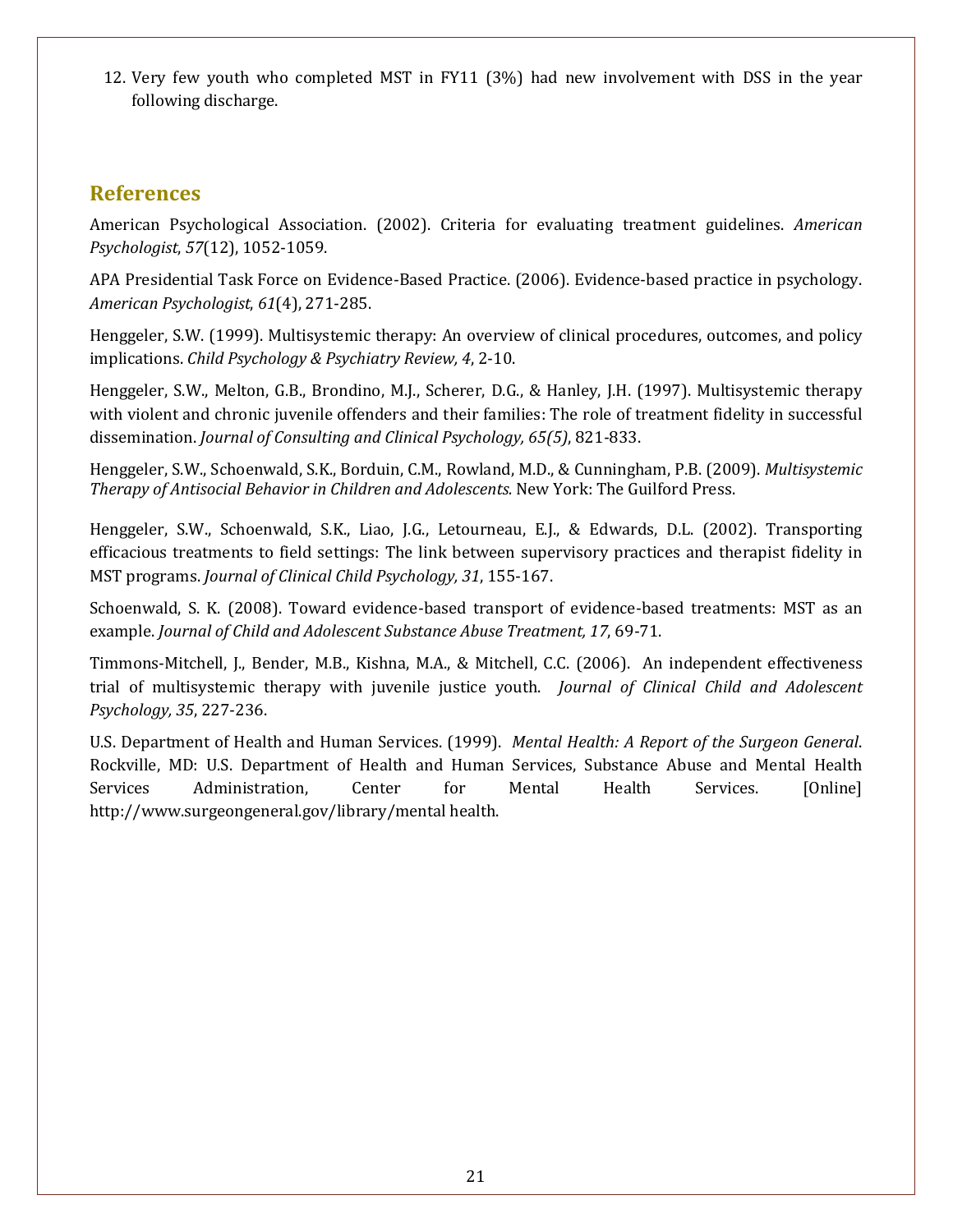12. Very few youth who completed MST in FY11 (3%) had new involvement with DSS in the year following discharge.

## References

American Psychological Association. (2002). Criteria for evaluating treatment guidelines. *American Psychologist*, *57*(12), 1052-1059.

APA Presidential Task Force on Evidence-Based Practice. (2006). Evidence-based practice in psychology. *American Psychologist*, *61*(4), 271-285.

Henggeler, S.W. (1999). Multisystemic therapy: An overview of clinical procedures, outcomes, and policy implications. *Child Psychology & Psychiatry Review, 4*, 2-10.

Henggeler, S.W., Melton, G.B., Brondino, M.J., Scherer, D.G., & Hanley, J.H. (1997). Multisystemic therapy with violent and chronic juvenile offenders and their families: The role of treatment fidelity in successful dissemination. *Journal of Consulting and Clinical Psychology, 65(5)*, 821-833.

Henggeler, S.W., Schoenwald, S.K., Borduin, C.M., Rowland, M.D., & Cunningham, P.B. (2009). *Multisystemic Therapy of Antisocial Behavior in Children and Adolescents*. New York: The Guilford Press.

Henggeler, S.W., Schoenwald, S.K., Liao, J.G., Letourneau, E.J., & Edwards, D.L. (2002). Transporting efficacious treatments to field settings: The link between supervisory practices and therapist fidelity in MST programs. *Journal of Clinical Child Psychology, 31*, 155-167.

Schoenwald, S. K. (2008). Toward evidence-based transport of evidence-based treatments: MST as an example. *Journal of Child and Adolescent Substance Abuse Treatment, 17*, 69-71.

Timmons-Mitchell, J., Bender, M.B., Kishna, M.A., & Mitchell, C.C. (2006). An independent effectiveness trial of multisystemic therapy with juvenile justice youth. *Journal of Clinical Child and Adolescent Psychology, 35*, 227-236.

U.S. Department of Health and Human Services. (1999). *Mental Health: A Report of the Surgeon General*. Rockville, MD: U.S. Department of Health and Human Services, Substance Abuse and Mental Health Services Administration, Center for Mental Health Services. [Online] http://www.surgeongeneral.gov/library/mental health.